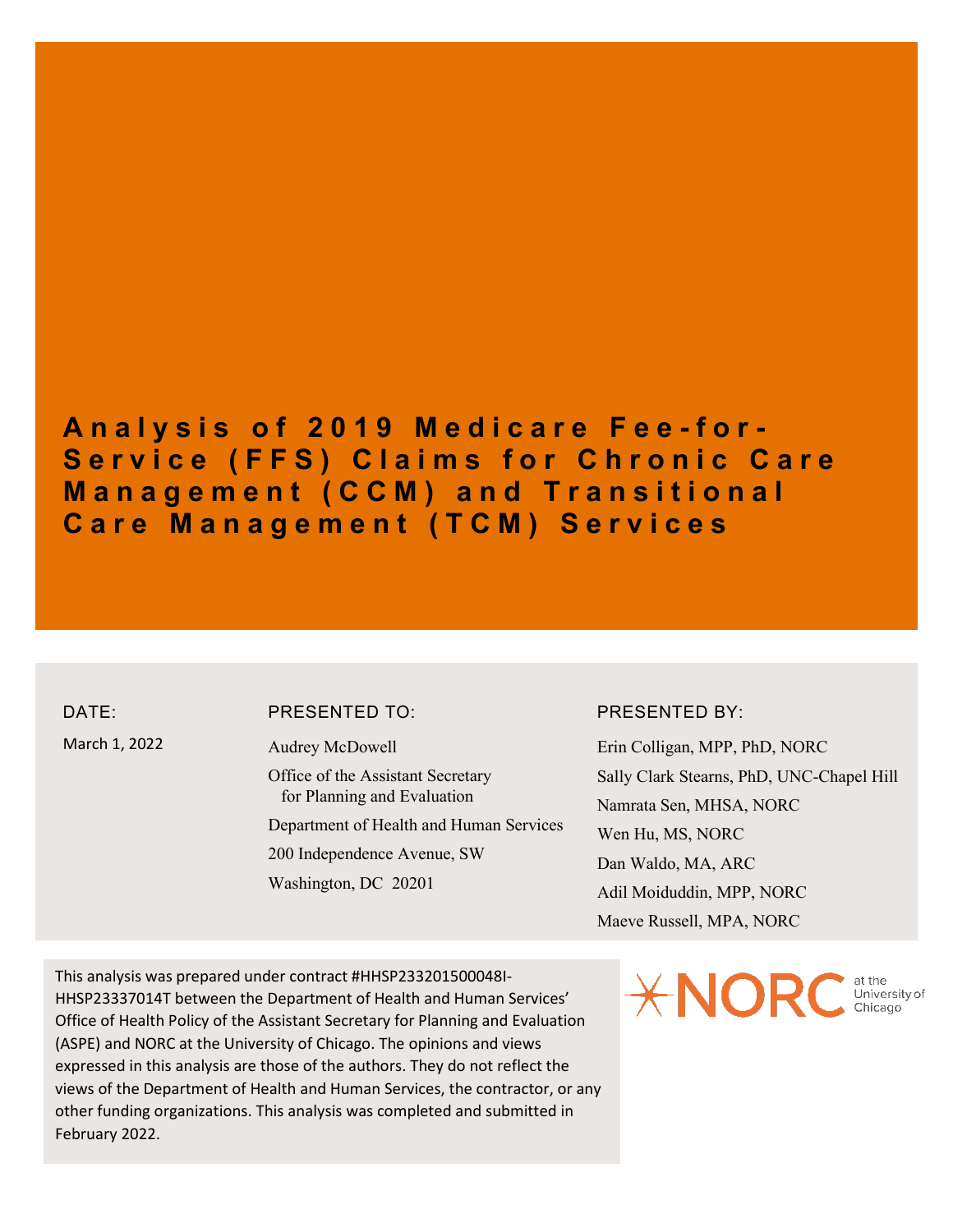# Analysis of 2019 Medicare Fee-for-Service (FFS) Claims for Chronic Care Management (CCM) and Transitional Care Management (TCM) Services

**DATE:**

March 1, 2022

**PRESENTED TO:**

Audrey McDowell

Office of the Assistant Secretary for Planning and Evaluation

Department of Health and Human Services

200 Independence Avenue, SW

Washington, DC 20201

**PRESENTED BY:**

Erin Colligan, MPP, PhD, NORC

Sally Clark Stearns, PhD, UNC-Chapel Hill

Namrata Sen, MHSA, NORC

Wen Hu, MS, NORC

Dan Waldo, MA, ARC

Adil Moiduddin, MPP, NORC

Maeve Russell, MPA, NORC

This analysis was prepared under contract #HHSP233201500048I-HHSP23337014T between the Department of Health and Human Services' Office of Health Policy of the Assistant Secretary for Planning and Evaluation (ASPE) and NORC at the University of Chicago. The opinions and views expressed in this analysis are those of the authors. They do not reflect the views of the Department of Health and Human Services, the contractor, or any other funding organizations. This analysis was completed and submitted in February 2022.

NORC at the University of Chicago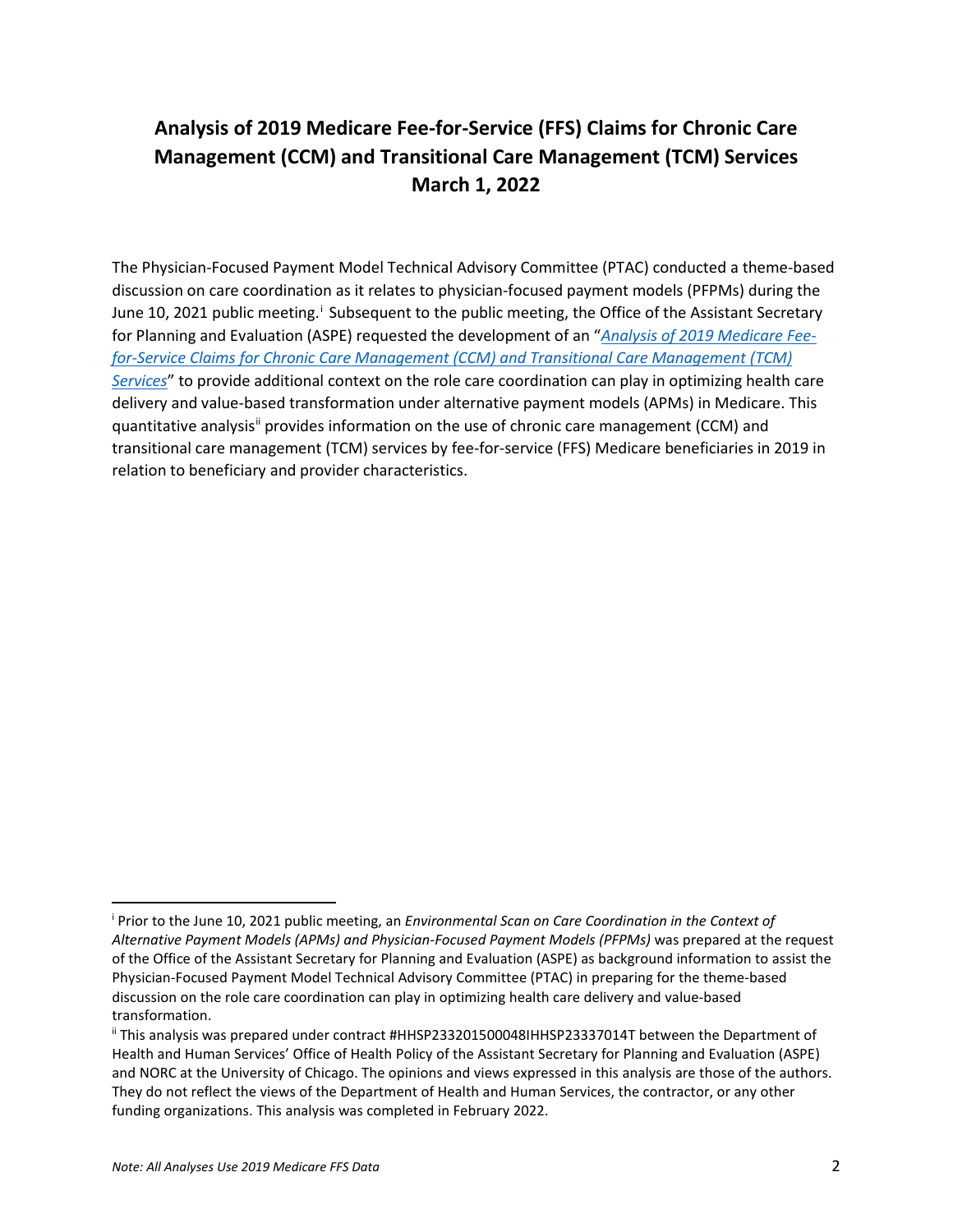# Analysis of 2019 Medicare Fee-for-Service (FFS) Claims for Chronic Care Management (CCM) and Transitional Care Management (TCM) Services March 1, 2022

The Physician-Focused Payment Model Technical Advisory Committee (PTAC) conducted a theme-based discussion on care coordination as it relates to physician-focused payment models (PFPMs) during the June 10, 2021 public meeting.[i] Subsequent to the public meeting, the Office of the Assistant Secretary for Planning and Evaluation (ASPE) requested the development of an "*Analysis of 2019 Medicare Fee-for-Service Claims for Chronic Care Management (CCM) and Transitional Care Management (TCM) Services*" to provide additional context on the role care coordination can play in optimizing health care delivery and value-based transformation under alternative payment models (APMs) in Medicare. This quantitative analysis[ii] provides information on the use of chronic care management (CCM) and transitional care management (TCM) services by fee-for-service (FFS) Medicare beneficiaries in 2019 in relation to beneficiary and provider characteristics.

---

[i] Prior to the June 10, 2021 public meeting, an *Environmental Scan on Care Coordination in the Context of Alternative Payment Models (APMs) and Physician-Focused Payment Models (PFPMs)* was prepared at the request of the Office of the Assistant Secretary for Planning and Evaluation (ASPE) as background information to assist the Physician-Focused Payment Model Technical Advisory Committee (PTAC) in preparing for the theme-based discussion on the role care coordination can play in optimizing health care delivery and value-based transformation.

[ii] This analysis was prepared under contract #HHSP233201500048IHHSP23337014T between the Department of Health and Human Services' Office of Health Policy of the Assistant Secretary for Planning and Evaluation (ASPE) and NORC at the University of Chicago. The opinions and views expressed in this analysis are those of the authors. They do not reflect the views of the Department of Health and Human Services, the contractor, or any other funding organizations. This analysis was completed in February 2022.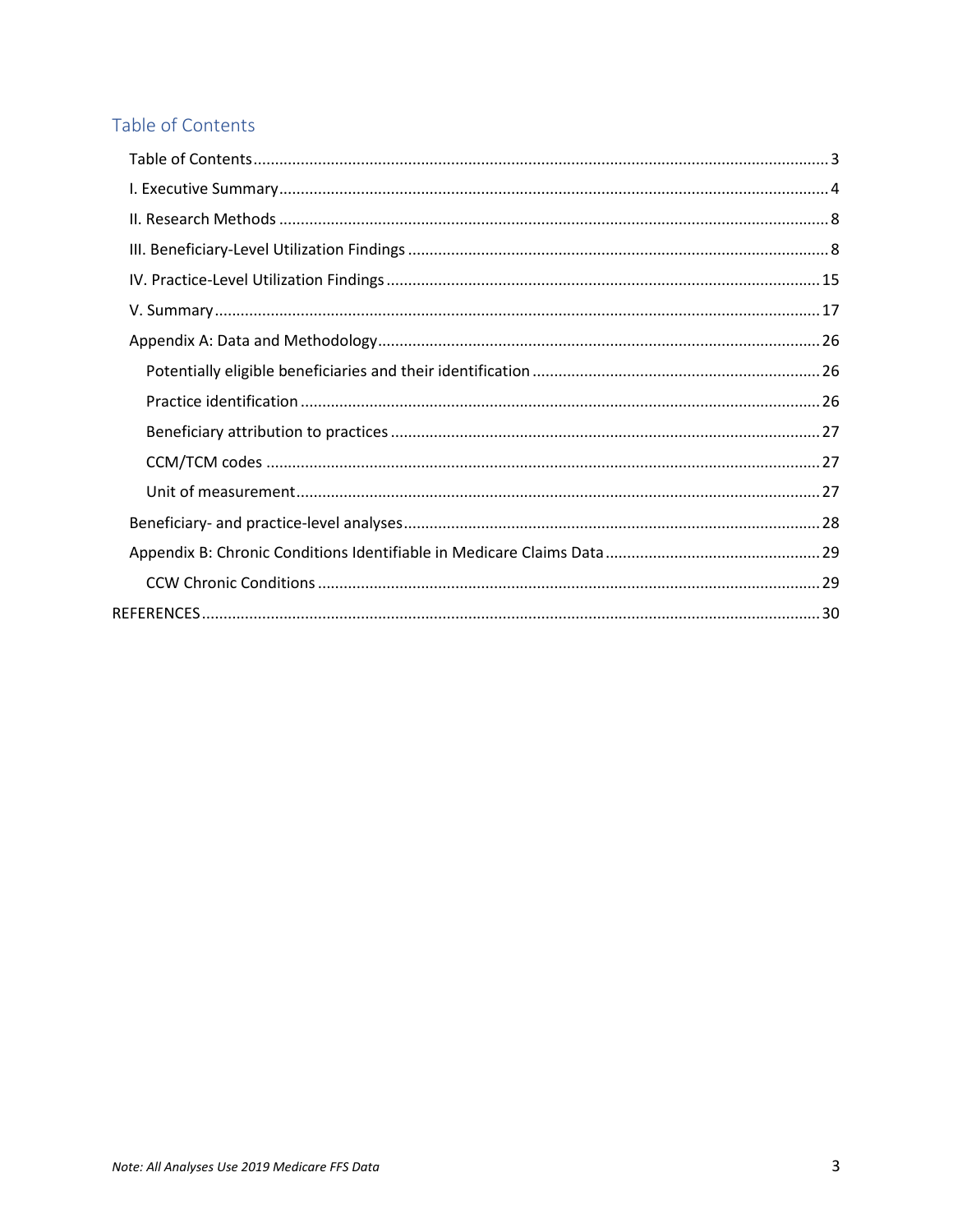## Table of Contents

- Table of Contents ........ 3
- I. Executive Summary ........ 4
- II. Research Methods ........ 8
- III. Beneficiary-Level Utilization Findings ........ 8
- IV. Practice-Level Utilization Findings ........ 15
- V. Summary ........ 17
- Appendix A: Data and Methodology ........ 26
  - Potentially eligible beneficiaries and their identification ........ 26
  - Practice identification ........ 26
  - Beneficiary attribution to practices ........ 27
  - CCM/TCM codes ........ 27
  - Unit of measurement ........ 27
- Beneficiary- and practice-level analyses ........ 28
- Appendix B: Chronic Conditions Identifiable in Medicare Claims Data ........ 29
  - CCW Chronic Conditions ........ 29

REFERENCES ........ 30

*Note: All Analyses Use 2019 Medicare FFS Data*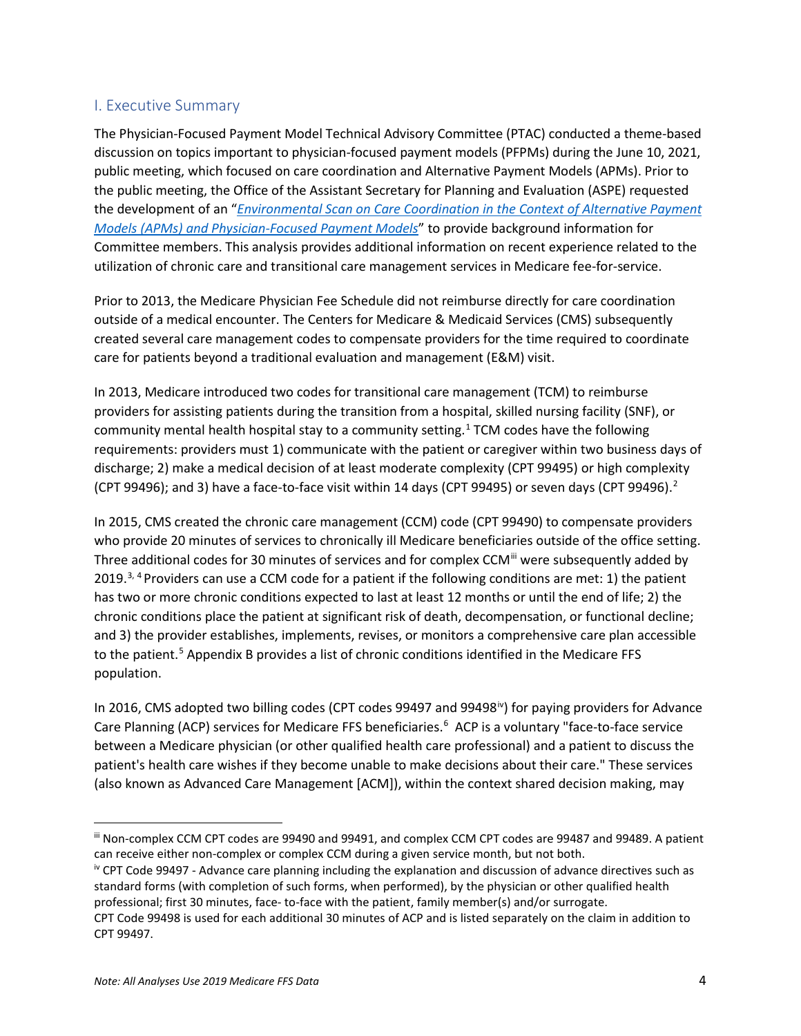## I. Executive Summary

The Physician-Focused Payment Model Technical Advisory Committee (PTAC) conducted a theme-based discussion on topics important to physician-focused payment models (PFPMs) during the June 10, 2021, public meeting, which focused on care coordination and Alternative Payment Models (APMs). Prior to the public meeting, the Office of the Assistant Secretary for Planning and Evaluation (ASPE) requested the development of an "*Environmental Scan on Care Coordination in the Context of Alternative Payment Models (APMs) and Physician-Focused Payment Models*" to provide background information for Committee members. This analysis provides additional information on recent experience related to the utilization of chronic care and transitional care management services in Medicare fee-for-service.

Prior to 2013, the Medicare Physician Fee Schedule did not reimburse directly for care coordination outside of a medical encounter. The Centers for Medicare & Medicaid Services (CMS) subsequently created several care management codes to compensate providers for the time required to coordinate care for patients beyond a traditional evaluation and management (E&M) visit.

In 2013, Medicare introduced two codes for transitional care management (TCM) to reimburse providers for assisting patients during the transition from a hospital, skilled nursing facility (SNF), or community mental health hospital stay to a community setting.[1] TCM codes have the following requirements: providers must 1) communicate with the patient or caregiver within two business days of discharge; 2) make a medical decision of at least moderate complexity (CPT 99495) or high complexity (CPT 99496); and 3) have a face-to-face visit within 14 days (CPT 99495) or seven days (CPT 99496).[2]

In 2015, CMS created the chronic care management (CCM) code (CPT 99490) to compensate providers who provide 20 minutes of services to chronically ill Medicare beneficiaries outside of the office setting. Three additional codes for 30 minutes of services and for complex CCM[iii] were subsequently added by 2019.[3, 4] Providers can use a CCM code for a patient if the following conditions are met: 1) the patient has two or more chronic conditions expected to last at least 12 months or until the end of life; 2) the chronic conditions place the patient at significant risk of death, decompensation, or functional decline; and 3) the provider establishes, implements, revises, or monitors a comprehensive care plan accessible to the patient.[5] Appendix B provides a list of chronic conditions identified in the Medicare FFS population.

In 2016, CMS adopted two billing codes (CPT codes 99497 and 99498[iv]) for paying providers for Advance Care Planning (ACP) services for Medicare FFS beneficiaries.[6] ACP is a voluntary "face-to-face service between a Medicare physician (or other qualified health care professional) and a patient to discuss the patient's health care wishes if they become unable to make decisions about their care." These services (also known as Advanced Care Management [ACM]), within the context shared decision making, may

---

[iii] Non-complex CCM CPT codes are 99490 and 99491, and complex CCM CPT codes are 99487 and 99489. A patient can receive either non-complex or complex CCM during a given service month, but not both.

[iv] CPT Code 99497 - Advance care planning including the explanation and discussion of advance directives such as standard forms (with completion of such forms, when performed), by the physician or other qualified health professional; first 30 minutes, face- to-face with the patient, family member(s) and/or surrogate.
CPT Code 99498 is used for each additional 30 minutes of ACP and is listed separately on the claim in addition to CPT 99497.

*Note: All Analyses Use 2019 Medicare FFS Data*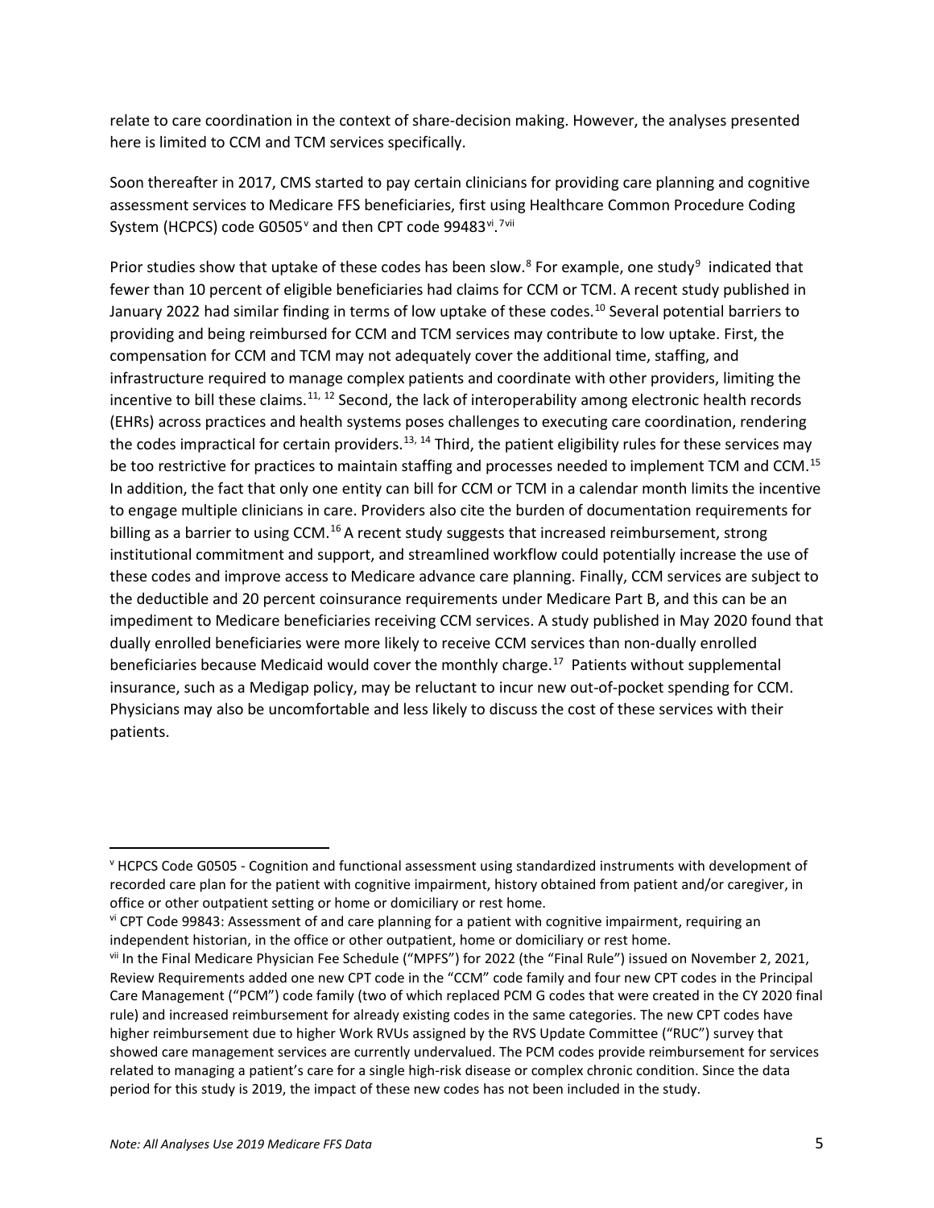relate to care coordination in the context of share-decision making. However, the analyses presented here is limited to CCM and TCM services specifically.

Soon thereafter in 2017, CMS started to pay certain clinicians for providing care planning and cognitive assessment services to Medicare FFS beneficiaries, first using Healthcare Common Procedure Coding System (HCPCS) code G0505[v] and then CPT code 99483[vi].[7][vii]

Prior studies show that uptake of these codes has been slow.[8] For example, one study[9] indicated that fewer than 10 percent of eligible beneficiaries had claims for CCM or TCM. A recent study published in January 2022 had similar finding in terms of low uptake of these codes.[10] Several potential barriers to providing and being reimbursed for CCM and TCM services may contribute to low uptake. First, the compensation for CCM and TCM may not adequately cover the additional time, staffing, and infrastructure required to manage complex patients and coordinate with other providers, limiting the incentive to bill these claims.[11, 12] Second, the lack of interoperability among electronic health records (EHRs) across practices and health systems poses challenges to executing care coordination, rendering the codes impractical for certain providers.[13, 14] Third, the patient eligibility rules for these services may be too restrictive for practices to maintain staffing and processes needed to implement TCM and CCM.[15] In addition, the fact that only one entity can bill for CCM or TCM in a calendar month limits the incentive to engage multiple clinicians in care. Providers also cite the burden of documentation requirements for billing as a barrier to using CCM.[16] A recent study suggests that increased reimbursement, strong institutional commitment and support, and streamlined workflow could potentially increase the use of these codes and improve access to Medicare advance care planning. Finally, CCM services are subject to the deductible and 20 percent coinsurance requirements under Medicare Part B, and this can be an impediment to Medicare beneficiaries receiving CCM services. A study published in May 2020 found that dually enrolled beneficiaries were more likely to receive CCM services than non-dually enrolled beneficiaries because Medicaid would cover the monthly charge.[17] Patients without supplemental insurance, such as a Medigap policy, may be reluctant to incur new out-of-pocket spending for CCM. Physicians may also be uncomfortable and less likely to discuss the cost of these services with their patients.

---

[v] HCPCS Code G0505 - Cognition and functional assessment using standardized instruments with development of recorded care plan for the patient with cognitive impairment, history obtained from patient and/or caregiver, in office or other outpatient setting or home or domiciliary or rest home.

[vi] CPT Code 99843: Assessment of and care planning for a patient with cognitive impairment, requiring an independent historian, in the office or other outpatient, home or domiciliary or rest home.

[vii] In the Final Medicare Physician Fee Schedule ("MPFS") for 2022 (the "Final Rule") issued on November 2, 2021, Review Requirements added one new CPT code in the "CCM" code family and four new CPT codes in the Principal Care Management ("PCM") code family (two of which replaced PCM G codes that were created in the CY 2020 final rule) and increased reimbursement for already existing codes in the same categories. The new CPT codes have higher reimbursement due to higher Work RVUs assigned by the RVS Update Committee ("RUC") survey that showed care management services are currently undervalued. The PCM codes provide reimbursement for services related to managing a patient's care for a single high-risk disease or complex chronic condition. Since the data period for this study is 2019, the impact of these new codes has not been included in the study.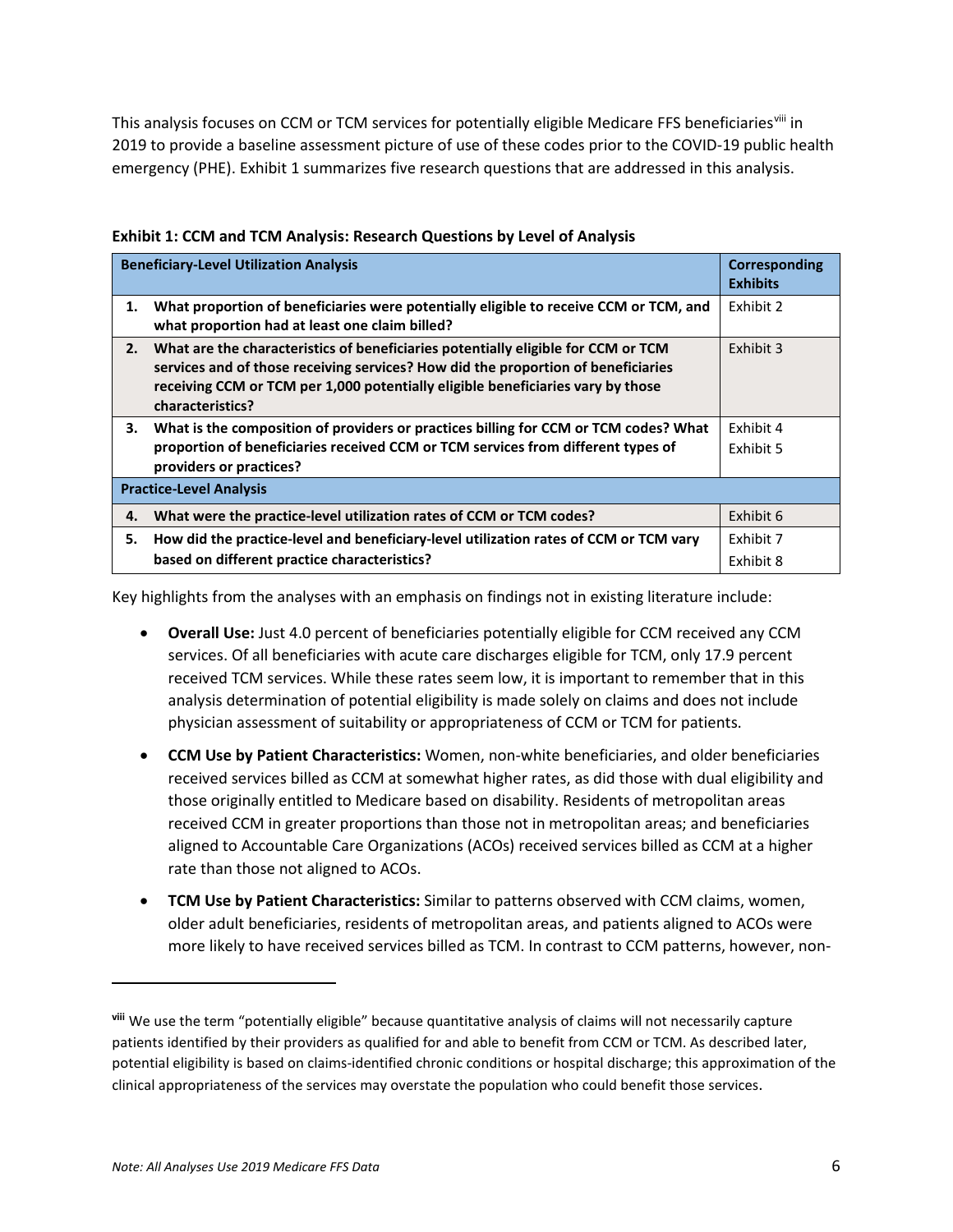This analysis focuses on CCM or TCM services for potentially eligible Medicare FFS beneficiaries[viii] in 2019 to provide a baseline assessment picture of use of these codes prior to the COVID-19 public health emergency (PHE). Exhibit 1 summarizes five research questions that are addressed in this analysis.

**Exhibit 1: CCM and TCM Analysis: Research Questions by Level of Analysis**

| **Beneficiary-Level Utilization Analysis** | **Corresponding Exhibits** |
|---|---|
| **1. What proportion of beneficiaries were potentially eligible to receive CCM or TCM, and what proportion had at least one claim billed?** | Exhibit 2 |
| **2. What are the characteristics of beneficiaries potentially eligible for CCM or TCM services and of those receiving services? How did the proportion of beneficiaries receiving CCM or TCM per 1,000 potentially eligible beneficiaries vary by those characteristics?** | Exhibit 3 |
| **3. What is the composition of providers or practices billing for CCM or TCM codes? What proportion of beneficiaries received CCM or TCM services from different types of providers or practices?** | Exhibit 4<br>Exhibit 5 |
| **Practice-Level Analysis** | |
| **4. What were the practice-level utilization rates of CCM or TCM codes?** | Exhibit 6 |
| **5. How did the practice-level and beneficiary-level utilization rates of CCM or TCM vary based on different practice characteristics?** | Exhibit 7<br>Exhibit 8 |

Key highlights from the analyses with an emphasis on findings not in existing literature include:

- **Overall Use:** Just 4.0 percent of beneficiaries potentially eligible for CCM received any CCM services. Of all beneficiaries with acute care discharges eligible for TCM, only 17.9 percent received TCM services. While these rates seem low, it is important to remember that in this analysis determination of potential eligibility is made solely on claims and does not include physician assessment of suitability or appropriateness of CCM or TCM for patients.
- **CCM Use by Patient Characteristics:** Women, non-white beneficiaries, and older beneficiaries received services billed as CCM at somewhat higher rates, as did those with dual eligibility and those originally entitled to Medicare based on disability. Residents of metropolitan areas received CCM in greater proportions than those not in metropolitan areas; and beneficiaries aligned to Accountable Care Organizations (ACOs) received services billed as CCM at a higher rate than those not aligned to ACOs.
- **TCM Use by Patient Characteristics:** Similar to patterns observed with CCM claims, women, older adult beneficiaries, residents of metropolitan areas, and patients aligned to ACOs were more likely to have received services billed as TCM. In contrast to CCM patterns, however, non-

---

[viii] We use the term "potentially eligible" because quantitative analysis of claims will not necessarily capture patients identified by their providers as qualified for and able to benefit from CCM or TCM. As described later, potential eligibility is based on claims-identified chronic conditions or hospital discharge; this approximation of the clinical appropriateness of the services may overstate the population who could benefit those services.

*Note: All Analyses Use 2019 Medicare FFS Data*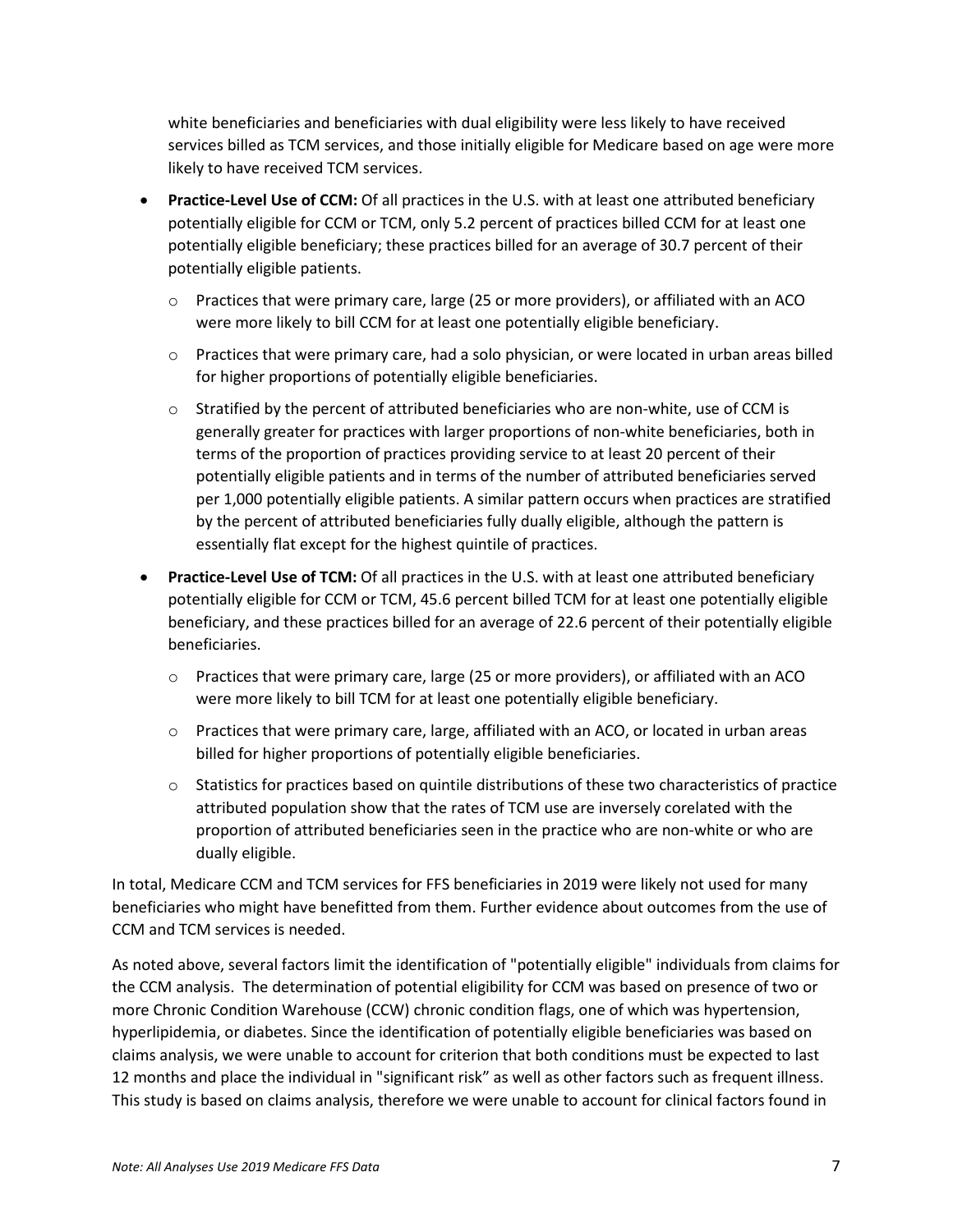white beneficiaries and beneficiaries with dual eligibility were less likely to have received services billed as TCM services, and those initially eligible for Medicare based on age were more likely to have received TCM services.

- **Practice-Level Use of CCM:** Of all practices in the U.S. with at least one attributed beneficiary potentially eligible for CCM or TCM, only 5.2 percent of practices billed CCM for at least one potentially eligible beneficiary; these practices billed for an average of 30.7 percent of their potentially eligible patients.
  - Practices that were primary care, large (25 or more providers), or affiliated with an ACO were more likely to bill CCM for at least one potentially eligible beneficiary.
  - Practices that were primary care, had a solo physician, or were located in urban areas billed for higher proportions of potentially eligible beneficiaries.
  - Stratified by the percent of attributed beneficiaries who are non-white, use of CCM is generally greater for practices with larger proportions of non-white beneficiaries, both in terms of the proportion of practices providing service to at least 20 percent of their potentially eligible patients and in terms of the number of attributed beneficiaries served per 1,000 potentially eligible patients. A similar pattern occurs when practices are stratified by the percent of attributed beneficiaries fully dually eligible, although the pattern is essentially flat except for the highest quintile of practices.
- **Practice-Level Use of TCM:** Of all practices in the U.S. with at least one attributed beneficiary potentially eligible for CCM or TCM, 45.6 percent billed TCM for at least one potentially eligible beneficiary, and these practices billed for an average of 22.6 percent of their potentially eligible beneficiaries.
  - Practices that were primary care, large (25 or more providers), or affiliated with an ACO were more likely to bill TCM for at least one potentially eligible beneficiary.
  - Practices that were primary care, large, affiliated with an ACO, or located in urban areas billed for higher proportions of potentially eligible beneficiaries.
  - Statistics for practices based on quintile distributions of these two characteristics of practice attributed population show that the rates of TCM use are inversely corelated with the proportion of attributed beneficiaries seen in the practice who are non-white or who are dually eligible.

In total, Medicare CCM and TCM services for FFS beneficiaries in 2019 were likely not used for many beneficiaries who might have benefitted from them. Further evidence about outcomes from the use of CCM and TCM services is needed.

As noted above, several factors limit the identification of "potentially eligible" individuals from claims for the CCM analysis. The determination of potential eligibility for CCM was based on presence of two or more Chronic Condition Warehouse (CCW) chronic condition flags, one of which was hypertension, hyperlipidemia, or diabetes. Since the identification of potentially eligible beneficiaries was based on claims analysis, we were unable to account for criterion that both conditions must be expected to last 12 months and place the individual in "significant risk" as well as other factors such as frequent illness. This study is based on claims analysis, therefore we were unable to account for clinical factors found in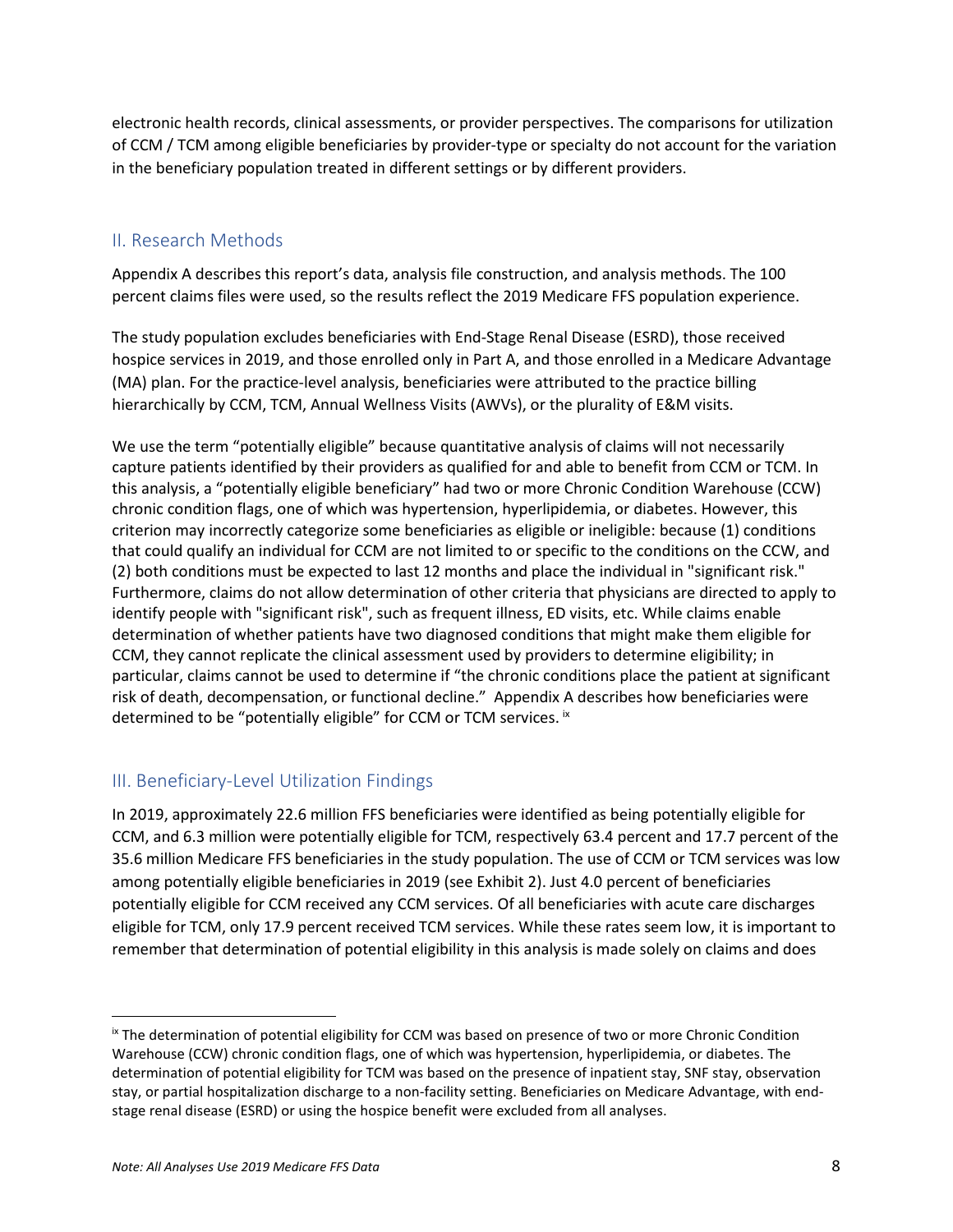electronic health records, clinical assessments, or provider perspectives. The comparisons for utilization of CCM / TCM among eligible beneficiaries by provider-type or specialty do not account for the variation in the beneficiary population treated in different settings or by different providers.

## II. Research Methods

Appendix A describes this report's data, analysis file construction, and analysis methods. The 100 percent claims files were used, so the results reflect the 2019 Medicare FFS population experience.

The study population excludes beneficiaries with End-Stage Renal Disease (ESRD), those received hospice services in 2019, and those enrolled only in Part A, and those enrolled in a Medicare Advantage (MA) plan. For the practice-level analysis, beneficiaries were attributed to the practice billing hierarchically by CCM, TCM, Annual Wellness Visits (AWVs), or the plurality of E&M visits.

We use the term "potentially eligible" because quantitative analysis of claims will not necessarily capture patients identified by their providers as qualified for and able to benefit from CCM or TCM. In this analysis, a "potentially eligible beneficiary" had two or more Chronic Condition Warehouse (CCW) chronic condition flags, one of which was hypertension, hyperlipidemia, or diabetes. However, this criterion may incorrectly categorize some beneficiaries as eligible or ineligible: because (1) conditions that could qualify an individual for CCM are not limited to or specific to the conditions on the CCW, and (2) both conditions must be expected to last 12 months and place the individual in "significant risk." Furthermore, claims do not allow determination of other criteria that physicians are directed to apply to identify people with "significant risk", such as frequent illness, ED visits, etc. While claims enable determination of whether patients have two diagnosed conditions that might make them eligible for CCM, they cannot replicate the clinical assessment used by providers to determine eligibility; in particular, claims cannot be used to determine if "the chronic conditions place the patient at significant risk of death, decompensation, or functional decline." Appendix A describes how beneficiaries were determined to be "potentially eligible" for CCM or TCM services. [ix]

## III. Beneficiary-Level Utilization Findings

In 2019, approximately 22.6 million FFS beneficiaries were identified as being potentially eligible for CCM, and 6.3 million were potentially eligible for TCM, respectively 63.4 percent and 17.7 percent of the 35.6 million Medicare FFS beneficiaries in the study population. The use of CCM or TCM services was low among potentially eligible beneficiaries in 2019 (see Exhibit 2). Just 4.0 percent of beneficiaries potentially eligible for CCM received any CCM services. Of all beneficiaries with acute care discharges eligible for TCM, only 17.9 percent received TCM services. While these rates seem low, it is important to remember that determination of potential eligibility in this analysis is made solely on claims and does

---

[ix] The determination of potential eligibility for CCM was based on presence of two or more Chronic Condition Warehouse (CCW) chronic condition flags, one of which was hypertension, hyperlipidemia, or diabetes. The determination of potential eligibility for TCM was based on the presence of inpatient stay, SNF stay, observation stay, or partial hospitalization discharge to a non-facility setting. Beneficiaries on Medicare Advantage, with end-stage renal disease (ESRD) or using the hospice benefit were excluded from all analyses.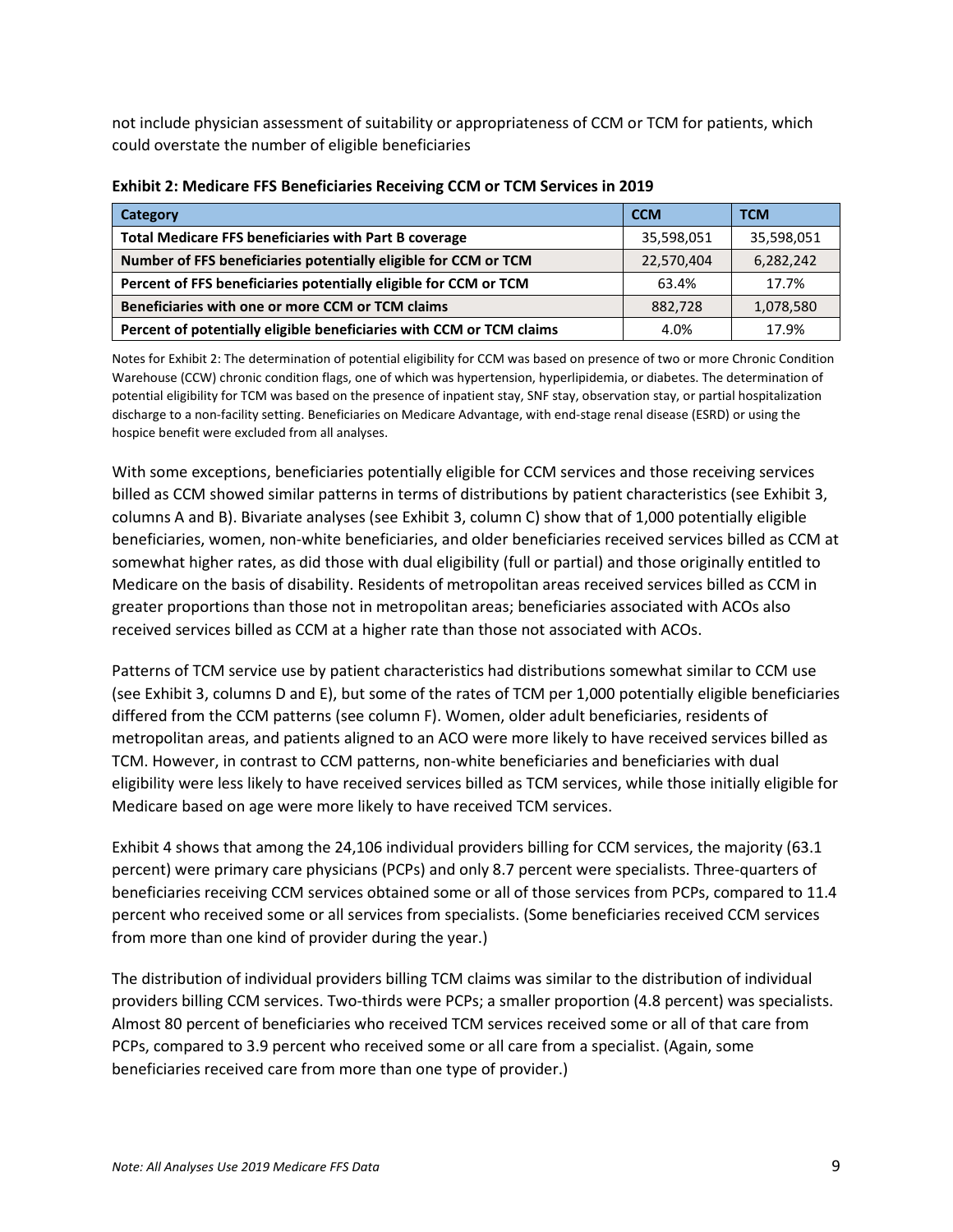not include physician assessment of suitability or appropriateness of CCM or TCM for patients, which could overstate the number of eligible beneficiaries

**Exhibit 2: Medicare FFS Beneficiaries Receiving CCM or TCM Services in 2019**

| Category | CCM | TCM |
|---|---|---|
| **Total Medicare FFS beneficiaries with Part B coverage** | 35,598,051 | 35,598,051 |
| **Number of FFS beneficiaries potentially eligible for CCM or TCM** | 22,570,404 | 6,282,242 |
| **Percent of FFS beneficiaries potentially eligible for CCM or TCM** | 63.4% | 17.7% |
| **Beneficiaries with one or more CCM or TCM claims** | 882,728 | 1,078,580 |
| **Percent of potentially eligible beneficiaries with CCM or TCM claims** | 4.0% | 17.9% |

Notes for Exhibit 2: The determination of potential eligibility for CCM was based on presence of two or more Chronic Condition Warehouse (CCW) chronic condition flags, one of which was hypertension, hyperlipidemia, or diabetes. The determination of potential eligibility for TCM was based on the presence of inpatient stay, SNF stay, observation stay, or partial hospitalization discharge to a non-facility setting. Beneficiaries on Medicare Advantage, with end-stage renal disease (ESRD) or using the hospice benefit were excluded from all analyses.

With some exceptions, beneficiaries potentially eligible for CCM services and those receiving services billed as CCM showed similar patterns in terms of distributions by patient characteristics (see Exhibit 3, columns A and B). Bivariate analyses (see Exhibit 3, column C) show that of 1,000 potentially eligible beneficiaries, women, non-white beneficiaries, and older beneficiaries received services billed as CCM at somewhat higher rates, as did those with dual eligibility (full or partial) and those originally entitled to Medicare on the basis of disability. Residents of metropolitan areas received services billed as CCM in greater proportions than those not in metropolitan areas; beneficiaries associated with ACOs also received services billed as CCM at a higher rate than those not associated with ACOs.

Patterns of TCM service use by patient characteristics had distributions somewhat similar to CCM use (see Exhibit 3, columns D and E), but some of the rates of TCM per 1,000 potentially eligible beneficiaries differed from the CCM patterns (see column F). Women, older adult beneficiaries, residents of metropolitan areas, and patients aligned to an ACO were more likely to have received services billed as TCM. However, in contrast to CCM patterns, non-white beneficiaries and beneficiaries with dual eligibility were less likely to have received services billed as TCM services, while those initially eligible for Medicare based on age were more likely to have received TCM services.

Exhibit 4 shows that among the 24,106 individual providers billing for CCM services, the majority (63.1 percent) were primary care physicians (PCPs) and only 8.7 percent were specialists. Three-quarters of beneficiaries receiving CCM services obtained some or all of those services from PCPs, compared to 11.4 percent who received some or all services from specialists. (Some beneficiaries received CCM services from more than one kind of provider during the year.)

The distribution of individual providers billing TCM claims was similar to the distribution of individual providers billing CCM services. Two-thirds were PCPs; a smaller proportion (4.8 percent) was specialists. Almost 80 percent of beneficiaries who received TCM services received some or all of that care from PCPs, compared to 3.9 percent who received some or all care from a specialist. (Again, some beneficiaries received care from more than one type of provider.)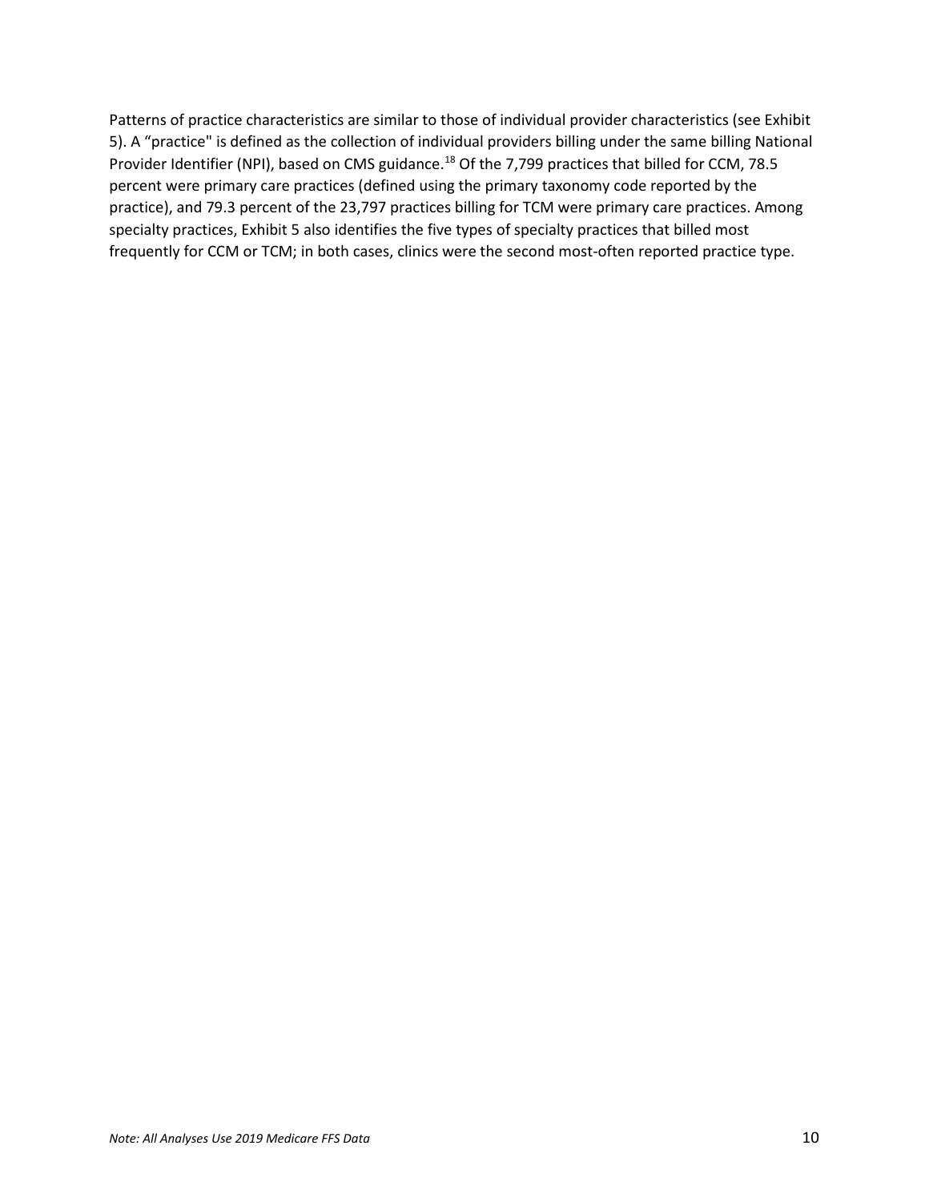Patterns of practice characteristics are similar to those of individual provider characteristics (see Exhibit 5). A “practice" is defined as the collection of individual providers billing under the same billing National Provider Identifier (NPI), based on CMS guidance.[18] Of the 7,799 practices that billed for CCM, 78.5 percent were primary care practices (defined using the primary taxonomy code reported by the practice), and 79.3 percent of the 23,797 practices billing for TCM were primary care practices. Among specialty practices, Exhibit 5 also identifies the five types of specialty practices that billed most frequently for CCM or TCM; in both cases, clinics were the second most-often reported practice type.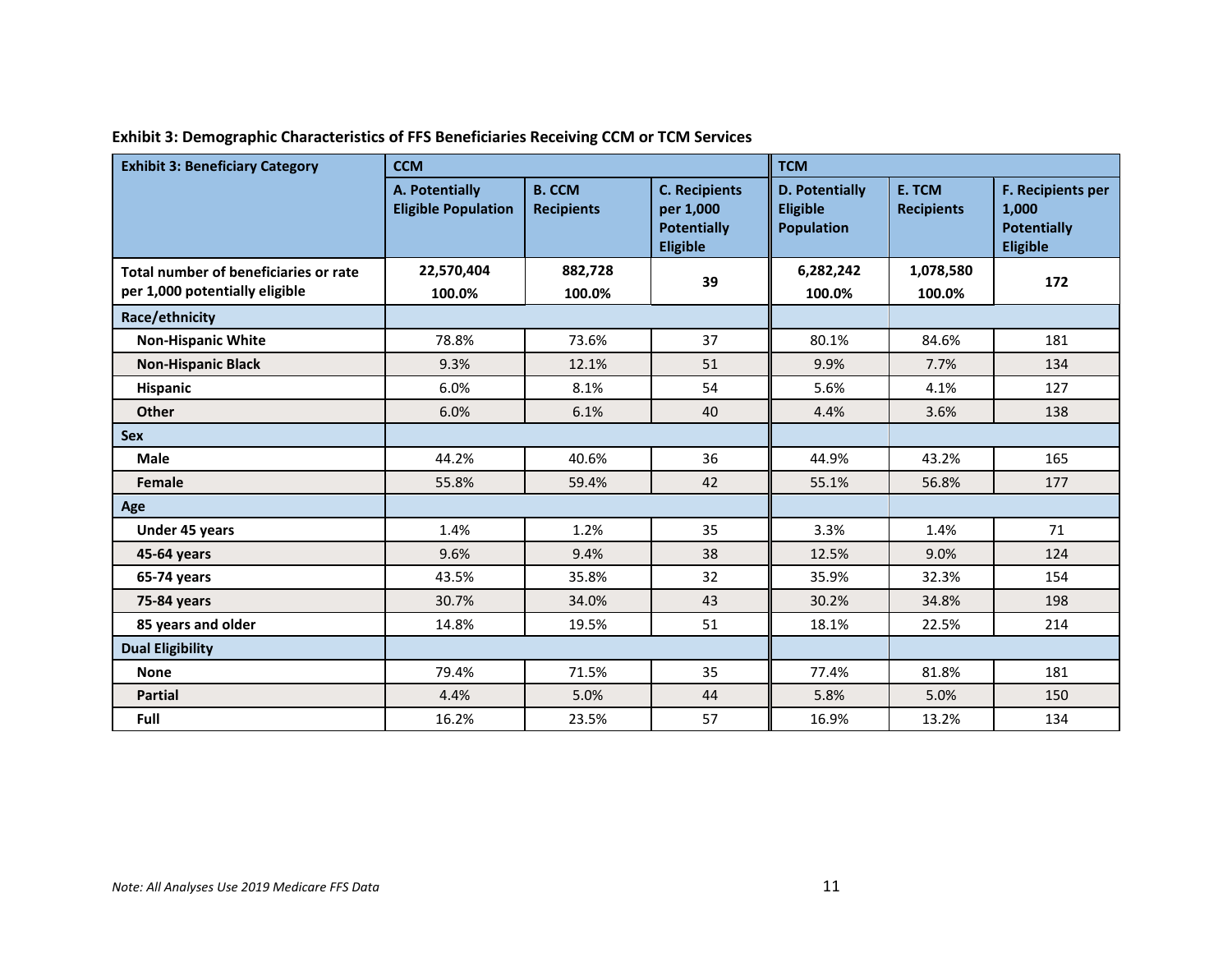**Exhibit 3: Demographic Characteristics of FFS Beneficiaries Receiving CCM or TCM Services**

| Exhibit 3: Beneficiary Category | CCM | | | TCM | | |
|---|---|---|---|---|---|---|
| | A. Potentially Eligible Population | B. CCM Recipients | C. Recipients per 1,000 Potentially Eligible | D. Potentially Eligible Population | E. TCM Recipients | F. Recipients per 1,000 Potentially Eligible |
| **Total number of beneficiaries or rate per 1,000 potentially eligible** | **22,570,404 100.0%** | **882,728 100.0%** | **39** | **6,282,242 100.0%** | **1,078,580 100.0%** | **172** |
| **Race/ethnicity** | | | | | | |
| **Non-Hispanic White** | 78.8% | 73.6% | 37 | 80.1% | 84.6% | 181 |
| **Non-Hispanic Black** | 9.3% | 12.1% | 51 | 9.9% | 7.7% | 134 |
| **Hispanic** | 6.0% | 8.1% | 54 | 5.6% | 4.1% | 127 |
| **Other** | 6.0% | 6.1% | 40 | 4.4% | 3.6% | 138 |
| **Sex** | | | | | | |
| **Male** | 44.2% | 40.6% | 36 | 44.9% | 43.2% | 165 |
| **Female** | 55.8% | 59.4% | 42 | 55.1% | 56.8% | 177 |
| **Age** | | | | | | |
| **Under 45 years** | 1.4% | 1.2% | 35 | 3.3% | 1.4% | 71 |
| **45-64 years** | 9.6% | 9.4% | 38 | 12.5% | 9.0% | 124 |
| **65-74 years** | 43.5% | 35.8% | 32 | 35.9% | 32.3% | 154 |
| **75-84 years** | 30.7% | 34.0% | 43 | 30.2% | 34.8% | 198 |
| **85 years and older** | 14.8% | 19.5% | 51 | 18.1% | 22.5% | 214 |
| **Dual Eligibility** | | | | | | |
| **None** | 79.4% | 71.5% | 35 | 77.4% | 81.8% | 181 |
| **Partial** | 4.4% | 5.0% | 44 | 5.8% | 5.0% | 150 |
| **Full** | 16.2% | 23.5% | 57 | 16.9% | 13.2% | 134 |

*Note: All Analyses Use 2019 Medicare FFS Data*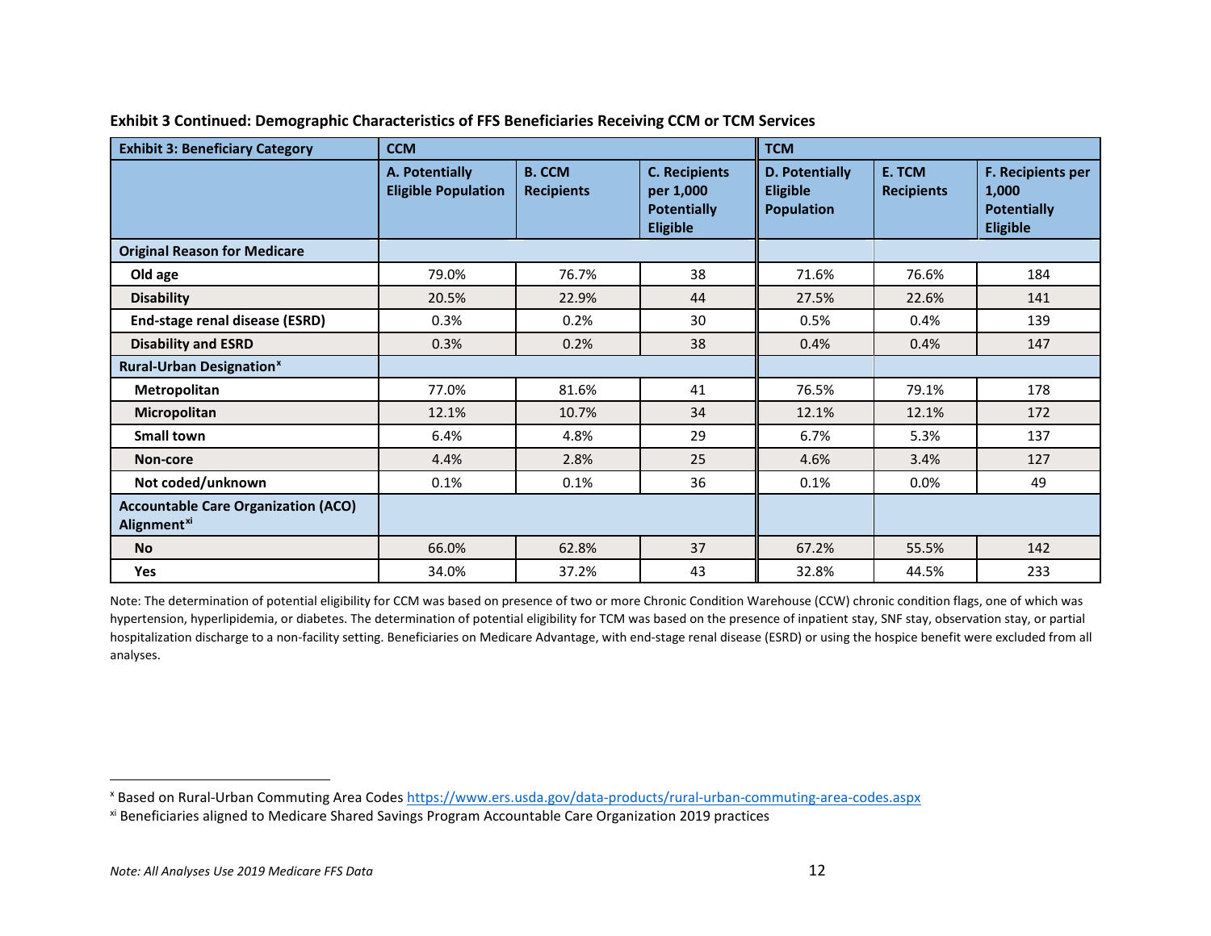**Exhibit 3 Continued: Demographic Characteristics of FFS Beneficiaries Receiving CCM or TCM Services**

| Exhibit 3: Beneficiary Category | CCM | | | TCM | | |
|---|---|---|---|---|---|---|
| | A. Potentially Eligible Population | B. CCM Recipients | C. Recipients per 1,000 Potentially Eligible | D. Potentially Eligible Population | E. TCM Recipients | F. Recipients per 1,000 Potentially Eligible |
| **Original Reason for Medicare** | | | | | | |
| **Old age** | 79.0% | 76.7% | 38 | 71.6% | 76.6% | 184 |
| **Disability** | 20.5% | 22.9% | 44 | 27.5% | 22.6% | 141 |
| **End-stage renal disease (ESRD)** | 0.3% | 0.2% | 30 | 0.5% | 0.4% | 139 |
| **Disability and ESRD** | 0.3% | 0.2% | 38 | 0.4% | 0.4% | 147 |
| **Rural-Urban Designation**[x] | | | | | | |
| **Metropolitan** | 77.0% | 81.6% | 41 | 76.5% | 79.1% | 178 |
| **Micropolitan** | 12.1% | 10.7% | 34 | 12.1% | 12.1% | 172 |
| **Small town** | 6.4% | 4.8% | 29 | 6.7% | 5.3% | 137 |
| **Non-core** | 4.4% | 2.8% | 25 | 4.6% | 3.4% | 127 |
| **Not coded/unknown** | 0.1% | 0.1% | 36 | 0.1% | 0.0% | 49 |
| **Accountable Care Organization (ACO) Alignment**[xi] | | | | | | |
| **No** | 66.0% | 62.8% | 37 | 67.2% | 55.5% | 142 |
| **Yes** | 34.0% | 37.2% | 43 | 32.8% | 44.5% | 233 |

Note: The determination of potential eligibility for CCM was based on presence of two or more Chronic Condition Warehouse (CCW) chronic condition flags, one of which was hypertension, hyperlipidemia, or diabetes. The determination of potential eligibility for TCM was based on the presence of inpatient stay, SNF stay, observation stay, or partial hospitalization discharge to a non-facility setting. Beneficiaries on Medicare Advantage, with end-stage renal disease (ESRD) or using the hospice benefit were excluded from all analyses.

[x] Based on Rural-Urban Commuting Area Codes https://www.ers.usda.gov/data-products/rural-urban-commuting-area-codes.aspx

[xi] Beneficiaries aligned to Medicare Shared Savings Program Accountable Care Organization 2019 practices

*Note: All Analyses Use 2019 Medicare FFS Data*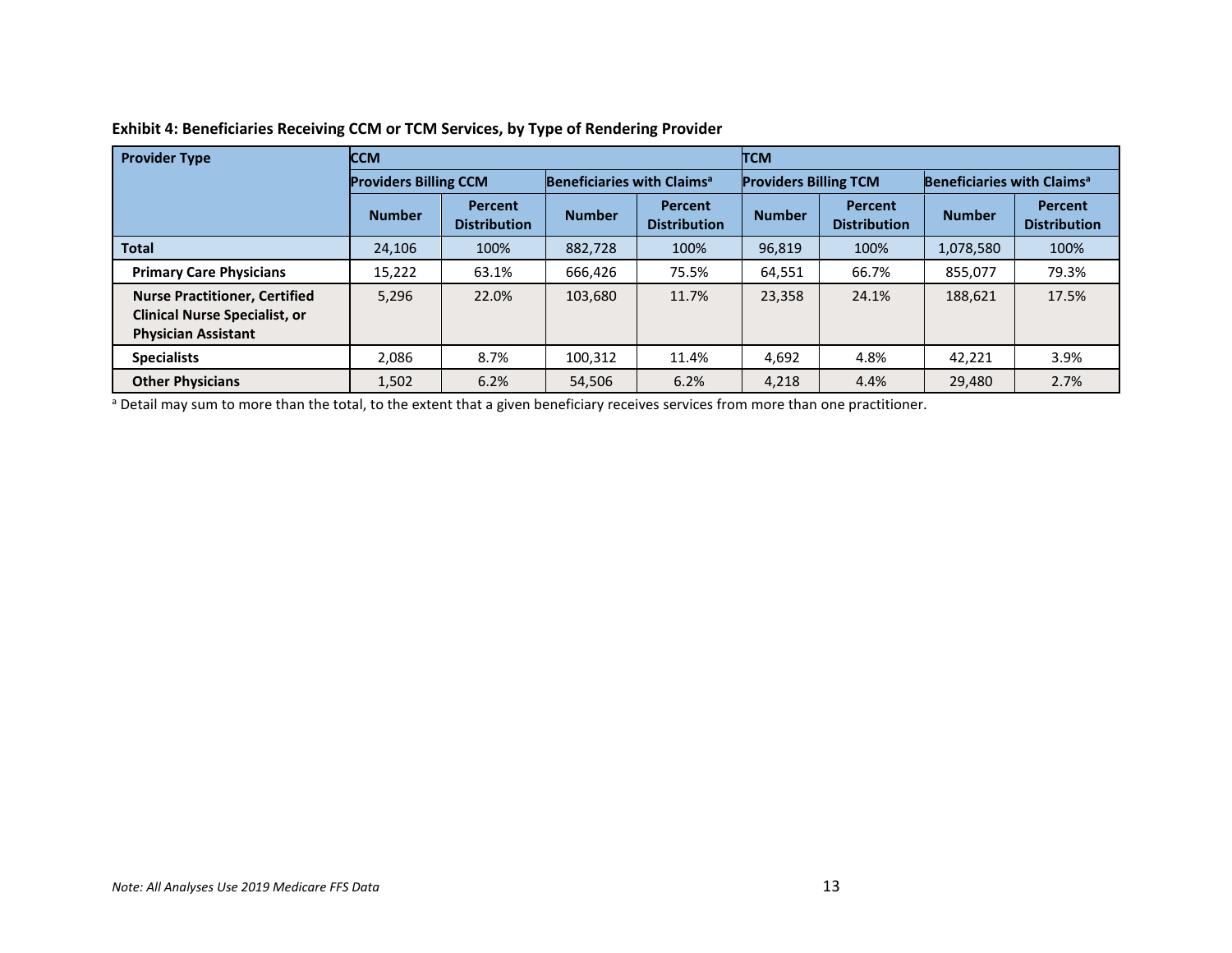**Exhibit 4: Beneficiaries Receiving CCM or TCM Services, by Type of Rendering Provider**

| Provider Type | CCM | | | | TCM | | | |
|---|---|---|---|---|---|---|---|---|
| | Providers Billing CCM | | Beneficiaries with Claims[a] | | Providers Billing TCM | | Beneficiaries with Claims[a] | |
| | Number | Percent Distribution | Number | Percent Distribution | Number | Percent Distribution | Number | Percent Distribution |
| **Total** | 24,106 | 100% | 882,728 | 100% | 96,819 | 100% | 1,078,580 | 100% |
| **Primary Care Physicians** | 15,222 | 63.1% | 666,426 | 75.5% | 64,551 | 66.7% | 855,077 | 79.3% |
| **Nurse Practitioner, Certified Clinical Nurse Specialist, or Physician Assistant** | 5,296 | 22.0% | 103,680 | 11.7% | 23,358 | 24.1% | 188,621 | 17.5% |
| **Specialists** | 2,086 | 8.7% | 100,312 | 11.4% | 4,692 | 4.8% | 42,221 | 3.9% |
| **Other Physicians** | 1,502 | 6.2% | 54,506 | 6.2% | 4,218 | 4.4% | 29,480 | 2.7% |

[a] Detail may sum to more than the total, to the extent that a given beneficiary receives services from more than one practitioner.

*Note: All Analyses Use 2019 Medicare FFS Data*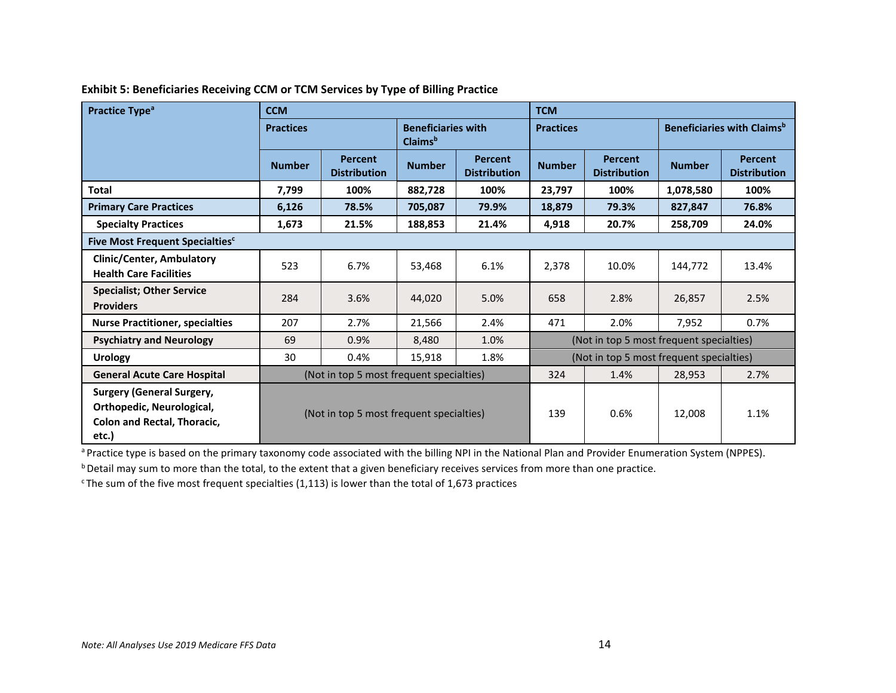**Exhibit 5: Beneficiaries Receiving CCM or TCM Services by Type of Billing Practice**

| Practice Type[a] | CCM | | | | TCM | | | |
|---|---|---|---|---|---|---|---|---|
| | Practices | | Beneficiaries with Claims[b] | | Practices | | Beneficiaries with Claims[b] | |
| | Number | Percent Distribution | Number | Percent Distribution | Number | Percent Distribution | Number | Percent Distribution |
| **Total** | **7,799** | **100%** | **882,728** | **100%** | **23,797** | **100%** | **1,078,580** | **100%** |
| **Primary Care Practices** | **6,126** | **78.5%** | **705,087** | **79.9%** | **18,879** | **79.3%** | **827,847** | **76.8%** |
| **Specialty Practices** | **1,673** | **21.5%** | **188,853** | **21.4%** | **4,918** | **20.7%** | **258,709** | **24.0%** |
| **Five Most Frequent Specialties[c]** | | | | | | | | |
| **Clinic/Center, Ambulatory Health Care Facilities** | 523 | 6.7% | 53,468 | 6.1% | 2,378 | 10.0% | 144,772 | 13.4% |
| **Specialist; Other Service Providers** | 284 | 3.6% | 44,020 | 5.0% | 658 | 2.8% | 26,857 | 2.5% |
| **Nurse Practitioner, specialties** | 207 | 2.7% | 21,566 | 2.4% | 471 | 2.0% | 7,952 | 0.7% |
| **Psychiatry and Neurology** | 69 | 0.9% | 8,480 | 1.0% | (Not in top 5 most frequent specialties) | | | |
| **Urology** | 30 | 0.4% | 15,918 | 1.8% | (Not in top 5 most frequent specialties) | | | |
| **General Acute Care Hospital** | (Not in top 5 most frequent specialties) | | | | 324 | 1.4% | 28,953 | 2.7% |
| **Surgery (General Surgery, Orthopedic, Neurological, Colon and Rectal, Thoracic, etc.)** | (Not in top 5 most frequent specialties) | | | | 139 | 0.6% | 12,008 | 1.1% |

[a] Practice type is based on the primary taxonomy code associated with the billing NPI in the National Plan and Provider Enumeration System (NPPES).

[b] Detail may sum to more than the total, to the extent that a given beneficiary receives services from more than one practice.

[c] The sum of the five most frequent specialties (1,113) is lower than the total of 1,673 practices

*Note: All Analyses Use 2019 Medicare FFS Data*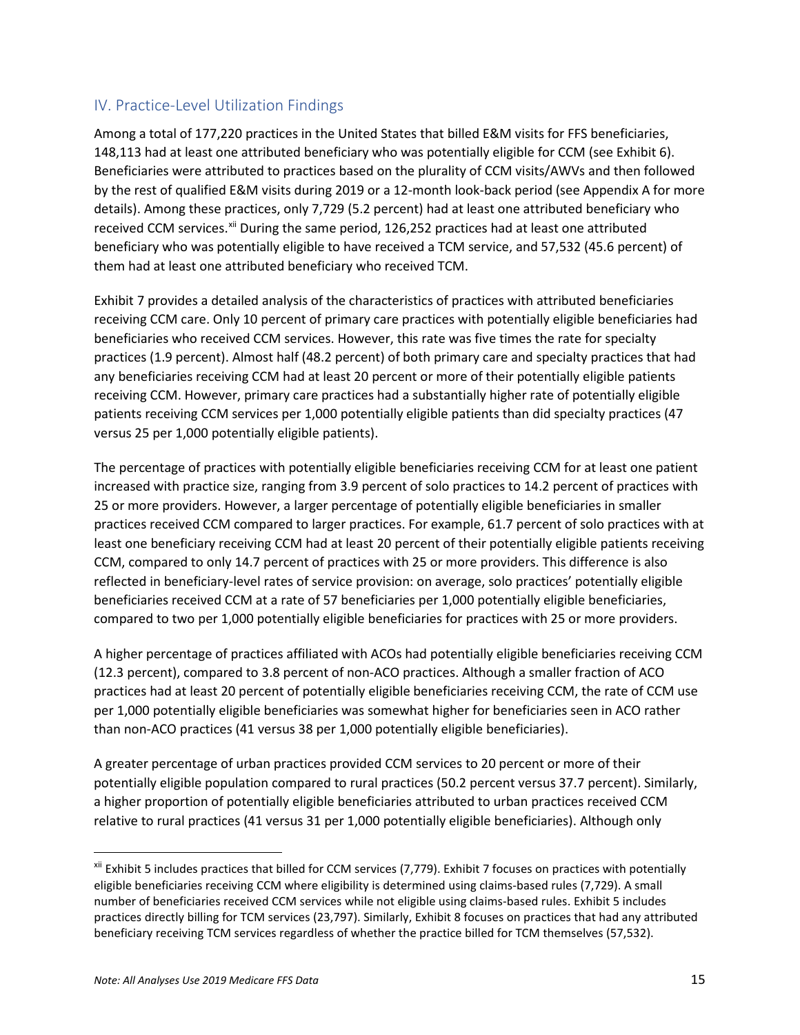## IV. Practice-Level Utilization Findings

Among a total of 177,220 practices in the United States that billed E&M visits for FFS beneficiaries, 148,113 had at least one attributed beneficiary who was potentially eligible for CCM (see Exhibit 6). Beneficiaries were attributed to practices based on the plurality of CCM visits/AWVs and then followed by the rest of qualified E&M visits during 2019 or a 12-month look-back period (see Appendix A for more details). Among these practices, only 7,729 (5.2 percent) had at least one attributed beneficiary who received CCM services.[xii] During the same period, 126,252 practices had at least one attributed beneficiary who was potentially eligible to have received a TCM service, and 57,532 (45.6 percent) of them had at least one attributed beneficiary who received TCM.

Exhibit 7 provides a detailed analysis of the characteristics of practices with attributed beneficiaries receiving CCM care. Only 10 percent of primary care practices with potentially eligible beneficiaries had beneficiaries who received CCM services. However, this rate was five times the rate for specialty practices (1.9 percent). Almost half (48.2 percent) of both primary care and specialty practices that had any beneficiaries receiving CCM had at least 20 percent or more of their potentially eligible patients receiving CCM. However, primary care practices had a substantially higher rate of potentially eligible patients receiving CCM services per 1,000 potentially eligible patients than did specialty practices (47 versus 25 per 1,000 potentially eligible patients).

The percentage of practices with potentially eligible beneficiaries receiving CCM for at least one patient increased with practice size, ranging from 3.9 percent of solo practices to 14.2 percent of practices with 25 or more providers. However, a larger percentage of potentially eligible beneficiaries in smaller practices received CCM compared to larger practices. For example, 61.7 percent of solo practices with at least one beneficiary receiving CCM had at least 20 percent of their potentially eligible patients receiving CCM, compared to only 14.7 percent of practices with 25 or more providers. This difference is also reflected in beneficiary-level rates of service provision: on average, solo practices' potentially eligible beneficiaries received CCM at a rate of 57 beneficiaries per 1,000 potentially eligible beneficiaries, compared to two per 1,000 potentially eligible beneficiaries for practices with 25 or more providers.

A higher percentage of practices affiliated with ACOs had potentially eligible beneficiaries receiving CCM (12.3 percent), compared to 3.8 percent of non-ACO practices. Although a smaller fraction of ACO practices had at least 20 percent of potentially eligible beneficiaries receiving CCM, the rate of CCM use per 1,000 potentially eligible beneficiaries was somewhat higher for beneficiaries seen in ACO rather than non-ACO practices (41 versus 38 per 1,000 potentially eligible beneficiaries).

A greater percentage of urban practices provided CCM services to 20 percent or more of their potentially eligible population compared to rural practices (50.2 percent versus 37.7 percent). Similarly, a higher proportion of potentially eligible beneficiaries attributed to urban practices received CCM relative to rural practices (41 versus 31 per 1,000 potentially eligible beneficiaries). Although only

---

[xii] Exhibit 5 includes practices that billed for CCM services (7,779). Exhibit 7 focuses on practices with potentially eligible beneficiaries receiving CCM where eligibility is determined using claims-based rules (7,729). A small number of beneficiaries received CCM services while not eligible using claims-based rules. Exhibit 5 includes practices directly billing for TCM services (23,797). Similarly, Exhibit 8 focuses on practices that had any attributed beneficiary receiving TCM services regardless of whether the practice billed for TCM themselves (57,532).

*Note: All Analyses Use 2019 Medicare FFS Data*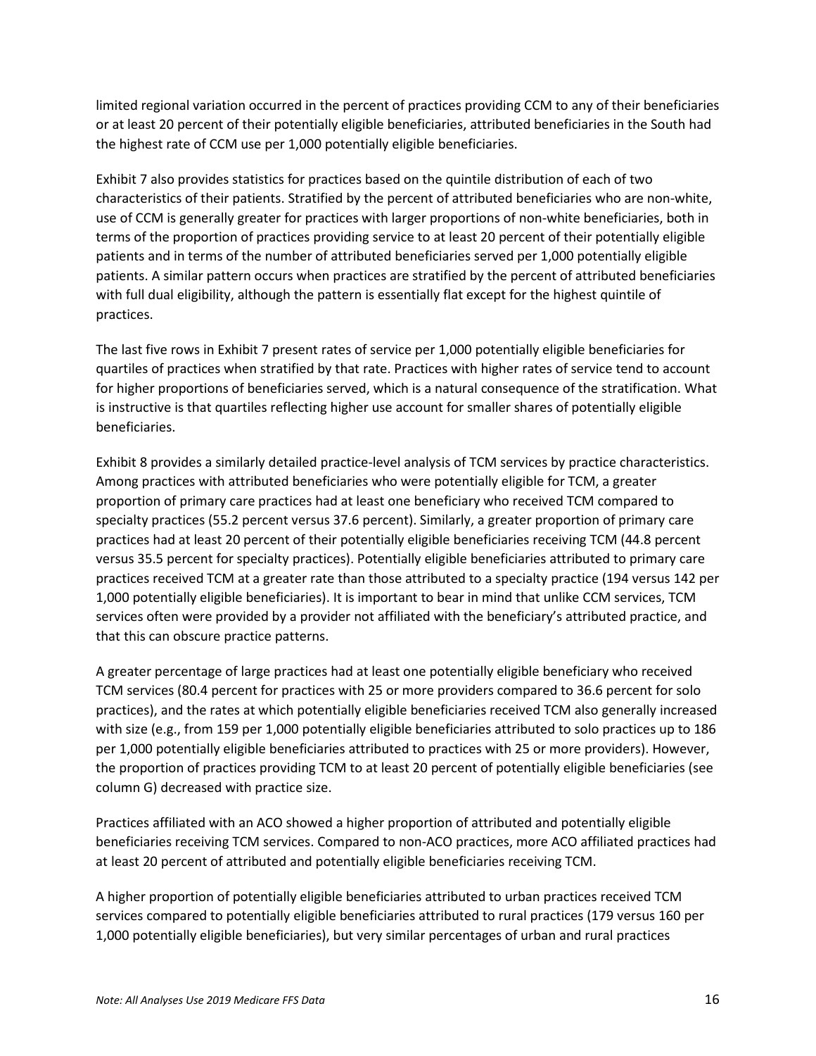limited regional variation occurred in the percent of practices providing CCM to any of their beneficiaries or at least 20 percent of their potentially eligible beneficiaries, attributed beneficiaries in the South had the highest rate of CCM use per 1,000 potentially eligible beneficiaries.

Exhibit 7 also provides statistics for practices based on the quintile distribution of each of two characteristics of their patients. Stratified by the percent of attributed beneficiaries who are non-white, use of CCM is generally greater for practices with larger proportions of non-white beneficiaries, both in terms of the proportion of practices providing service to at least 20 percent of their potentially eligible patients and in terms of the number of attributed beneficiaries served per 1,000 potentially eligible patients. A similar pattern occurs when practices are stratified by the percent of attributed beneficiaries with full dual eligibility, although the pattern is essentially flat except for the highest quintile of practices.

The last five rows in Exhibit 7 present rates of service per 1,000 potentially eligible beneficiaries for quartiles of practices when stratified by that rate. Practices with higher rates of service tend to account for higher proportions of beneficiaries served, which is a natural consequence of the stratification. What is instructive is that quartiles reflecting higher use account for smaller shares of potentially eligible beneficiaries.

Exhibit 8 provides a similarly detailed practice-level analysis of TCM services by practice characteristics. Among practices with attributed beneficiaries who were potentially eligible for TCM, a greater proportion of primary care practices had at least one beneficiary who received TCM compared to specialty practices (55.2 percent versus 37.6 percent). Similarly, a greater proportion of primary care practices had at least 20 percent of their potentially eligible beneficiaries receiving TCM (44.8 percent versus 35.5 percent for specialty practices). Potentially eligible beneficiaries attributed to primary care practices received TCM at a greater rate than those attributed to a specialty practice (194 versus 142 per 1,000 potentially eligible beneficiaries). It is important to bear in mind that unlike CCM services, TCM services often were provided by a provider not affiliated with the beneficiary's attributed practice, and that this can obscure practice patterns.

A greater percentage of large practices had at least one potentially eligible beneficiary who received TCM services (80.4 percent for practices with 25 or more providers compared to 36.6 percent for solo practices), and the rates at which potentially eligible beneficiaries received TCM also generally increased with size (e.g., from 159 per 1,000 potentially eligible beneficiaries attributed to solo practices up to 186 per 1,000 potentially eligible beneficiaries attributed to practices with 25 or more providers). However, the proportion of practices providing TCM to at least 20 percent of potentially eligible beneficiaries (see column G) decreased with practice size.

Practices affiliated with an ACO showed a higher proportion of attributed and potentially eligible beneficiaries receiving TCM services. Compared to non-ACO practices, more ACO affiliated practices had at least 20 percent of attributed and potentially eligible beneficiaries receiving TCM.

A higher proportion of potentially eligible beneficiaries attributed to urban practices received TCM services compared to potentially eligible beneficiaries attributed to rural practices (179 versus 160 per 1,000 potentially eligible beneficiaries), but very similar percentages of urban and rural practices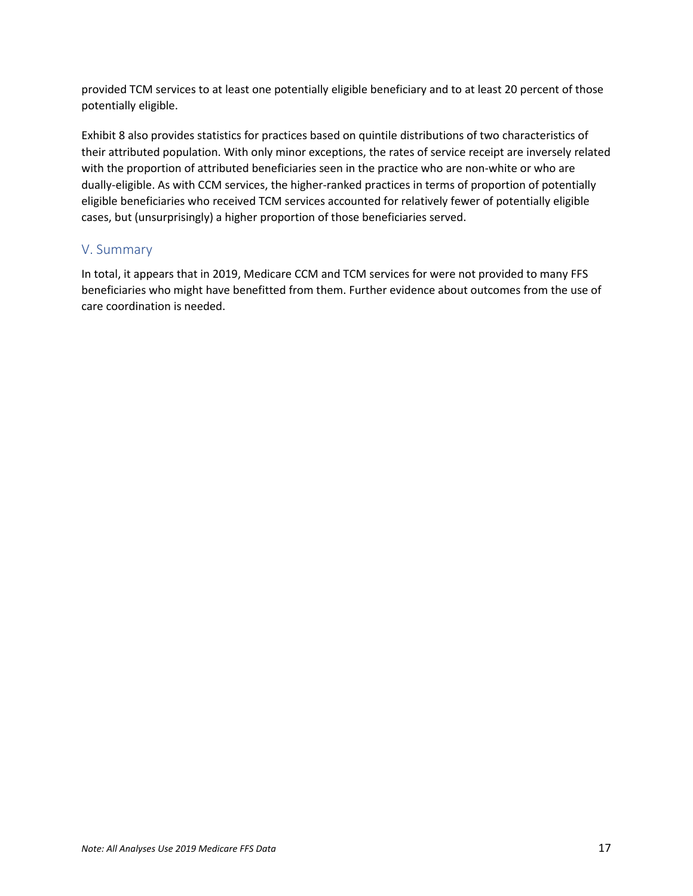provided TCM services to at least one potentially eligible beneficiary and to at least 20 percent of those potentially eligible.

Exhibit 8 also provides statistics for practices based on quintile distributions of two characteristics of their attributed population. With only minor exceptions, the rates of service receipt are inversely related with the proportion of attributed beneficiaries seen in the practice who are non-white or who are dually-eligible. As with CCM services, the higher-ranked practices in terms of proportion of potentially eligible beneficiaries who received TCM services accounted for relatively fewer of potentially eligible cases, but (unsurprisingly) a higher proportion of those beneficiaries served.

## V. Summary

In total, it appears that in 2019, Medicare CCM and TCM services for were not provided to many FFS beneficiaries who might have benefitted from them. Further evidence about outcomes from the use of care coordination is needed.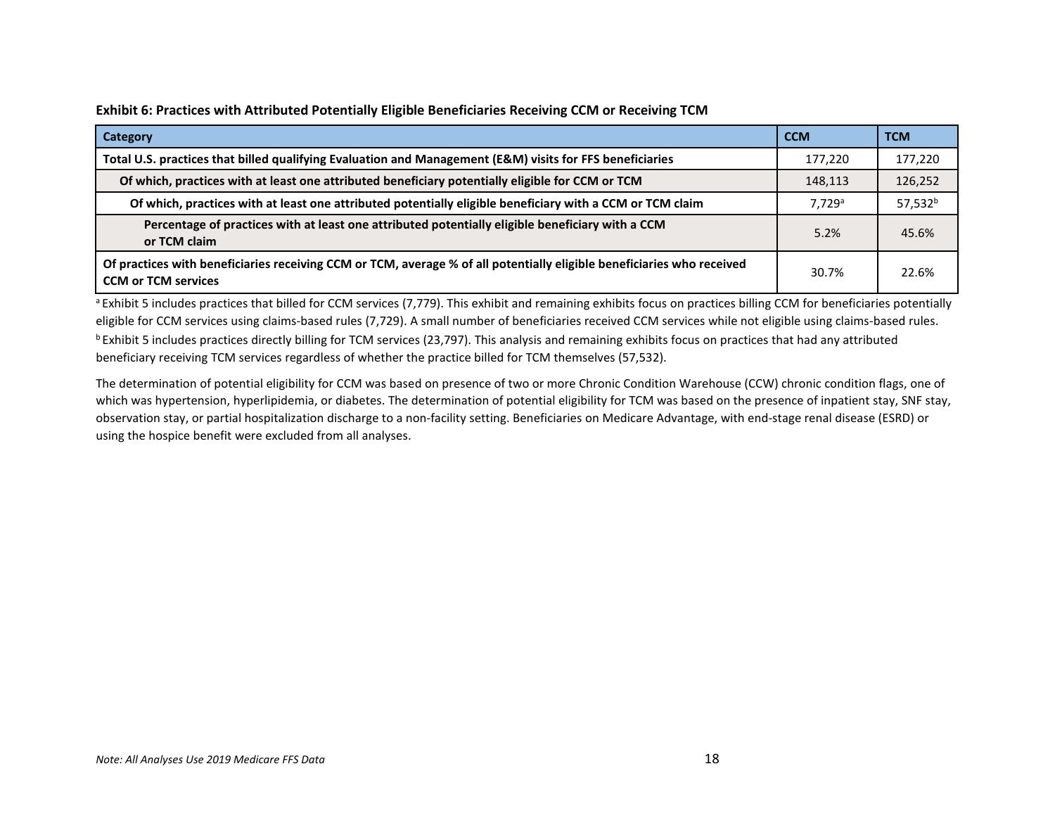**Exhibit 6: Practices with Attributed Potentially Eligible Beneficiaries Receiving CCM or Receiving TCM**

| Category | CCM | TCM |
|---|---|---|
| **Total U.S. practices that billed qualifying Evaluation and Management (E&M) visits for FFS beneficiaries** | 177,220 | 177,220 |
| **Of which, practices with at least one attributed beneficiary potentially eligible for CCM or TCM** | 148,113 | 126,252 |
| **Of which, practices with at least one attributed potentially eligible beneficiary with a CCM or TCM claim** | 7,729[a] | 57,532[b] |
| **Percentage of practices with at least one attributed potentially eligible beneficiary with a CCM or TCM claim** | 5.2% | 45.6% |
| **Of practices with beneficiaries receiving CCM or TCM, average % of all potentially eligible beneficiaries who received CCM or TCM services** | 30.7% | 22.6% |

[a] Exhibit 5 includes practices that billed for CCM services (7,779). This exhibit and remaining exhibits focus on practices billing CCM for beneficiaries potentially eligible for CCM services using claims-based rules (7,729). A small number of beneficiaries received CCM services while not eligible using claims-based rules.

[b] Exhibit 5 includes practices directly billing for TCM services (23,797). This analysis and remaining exhibits focus on practices that had any attributed beneficiary receiving TCM services regardless of whether the practice billed for TCM themselves (57,532).

The determination of potential eligibility for CCM was based on presence of two or more Chronic Condition Warehouse (CCW) chronic condition flags, one of which was hypertension, hyperlipidemia, or diabetes. The determination of potential eligibility for TCM was based on the presence of inpatient stay, SNF stay, observation stay, or partial hospitalization discharge to a non-facility setting. Beneficiaries on Medicare Advantage, with end-stage renal disease (ESRD) or using the hospice benefit were excluded from all analyses.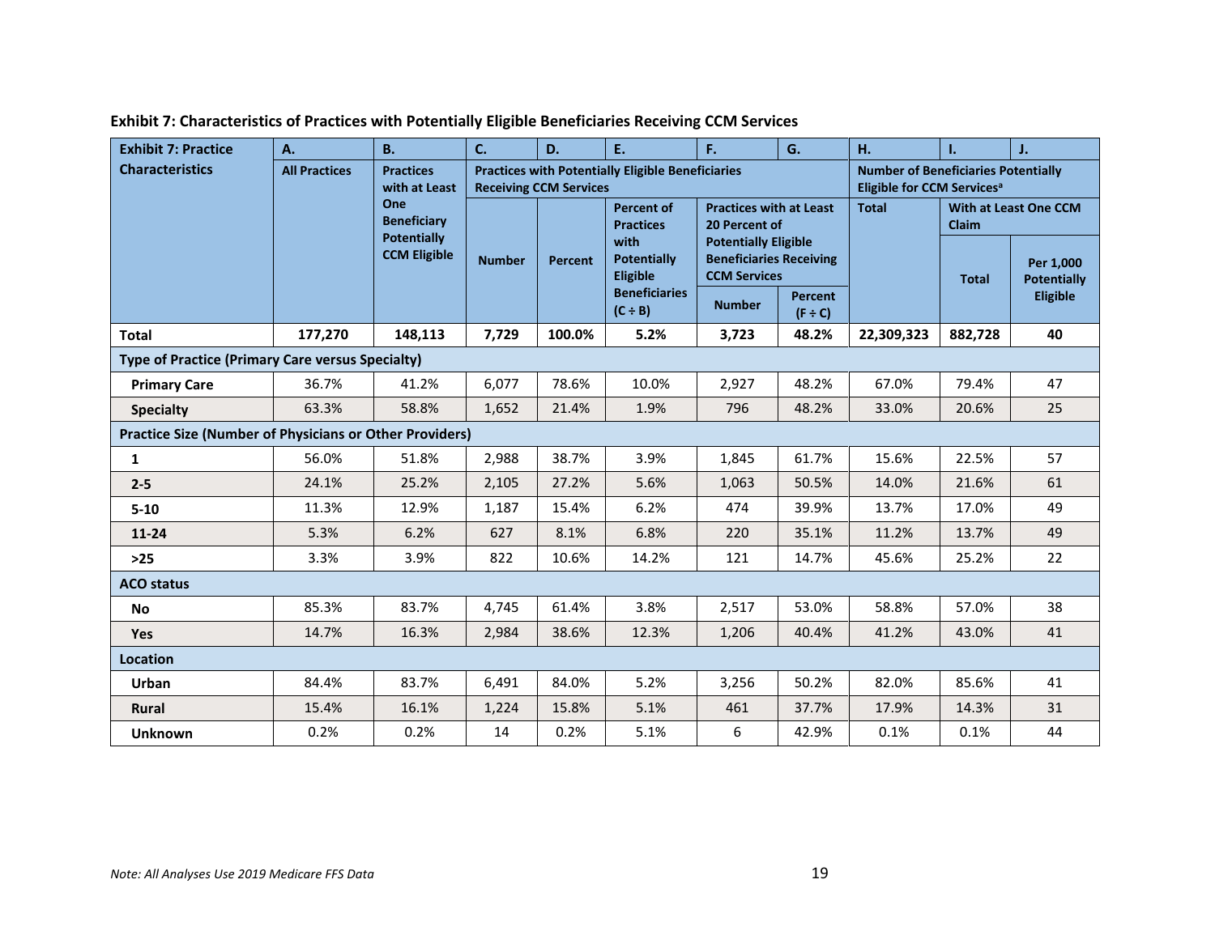**Exhibit 7: Characteristics of Practices with Potentially Eligible Beneficiaries Receiving CCM Services**

| Exhibit 7: Practice Characteristics | A. All Practices | B. Practices with at Least One Beneficiary Potentially CCM Eligible | C. Practices with Potentially Eligible Beneficiaries Receiving CCM Services | D. | E. | F. | G. | H. Number of Beneficiaries Potentially Eligible for CCM Services[a] | I. | J. |
|---|---|---|---|---|---|---|---|---|---|---|
| | | | Number | Percent | Percent of Practices with Potentially Eligible Beneficiaries (C ÷ B) | Practices with at Least 20 Percent of Potentially Eligible Beneficiaries Receiving CCM Services: Number | Percent (F ÷ C) | Total | With at Least One CCM Claim: Total | Per 1,000 Potentially Eligible |
| **Total** | **177,270** | **148,113** | **7,729** | **100.0%** | **5.2%** | **3,723** | **48.2%** | **22,309,323** | **882,728** | **40** |
| **Type of Practice (Primary Care versus Specialty)** | | | | | | | | | | |
| **Primary Care** | 36.7% | 41.2% | 6,077 | 78.6% | 10.0% | 2,927 | 48.2% | 67.0% | 79.4% | 47 |
| **Specialty** | 63.3% | 58.8% | 1,652 | 21.4% | 1.9% | 796 | 48.2% | 33.0% | 20.6% | 25 |
| **Practice Size (Number of Physicians or Other Providers)** | | | | | | | | | | |
| **1** | 56.0% | 51.8% | 2,988 | 38.7% | 3.9% | 1,845 | 61.7% | 15.6% | 22.5% | 57 |
| **2-5** | 24.1% | 25.2% | 2,105 | 27.2% | 5.6% | 1,063 | 50.5% | 14.0% | 21.6% | 61 |
| **5-10** | 11.3% | 12.9% | 1,187 | 15.4% | 6.2% | 474 | 39.9% | 13.7% | 17.0% | 49 |
| **11-24** | 5.3% | 6.2% | 627 | 8.1% | 6.8% | 220 | 35.1% | 11.2% | 13.7% | 49 |
| **>25** | 3.3% | 3.9% | 822 | 10.6% | 14.2% | 121 | 14.7% | 45.6% | 25.2% | 22 |
| **ACO status** | | | | | | | | | | |
| **No** | 85.3% | 83.7% | 4,745 | 61.4% | 3.8% | 2,517 | 53.0% | 58.8% | 57.0% | 38 |
| **Yes** | 14.7% | 16.3% | 2,984 | 38.6% | 12.3% | 1,206 | 40.4% | 41.2% | 43.0% | 41 |
| **Location** | | | | | | | | | | |
| **Urban** | 84.4% | 83.7% | 6,491 | 84.0% | 5.2% | 3,256 | 50.2% | 82.0% | 85.6% | 41 |
| **Rural** | 15.4% | 16.1% | 1,224 | 15.8% | 5.1% | 461 | 37.7% | 17.9% | 14.3% | 31 |
| **Unknown** | 0.2% | 0.2% | 14 | 0.2% | 5.1% | 6 | 42.9% | 0.1% | 0.1% | 44 |

*Note: All Analyses Use 2019 Medicare FFS Data*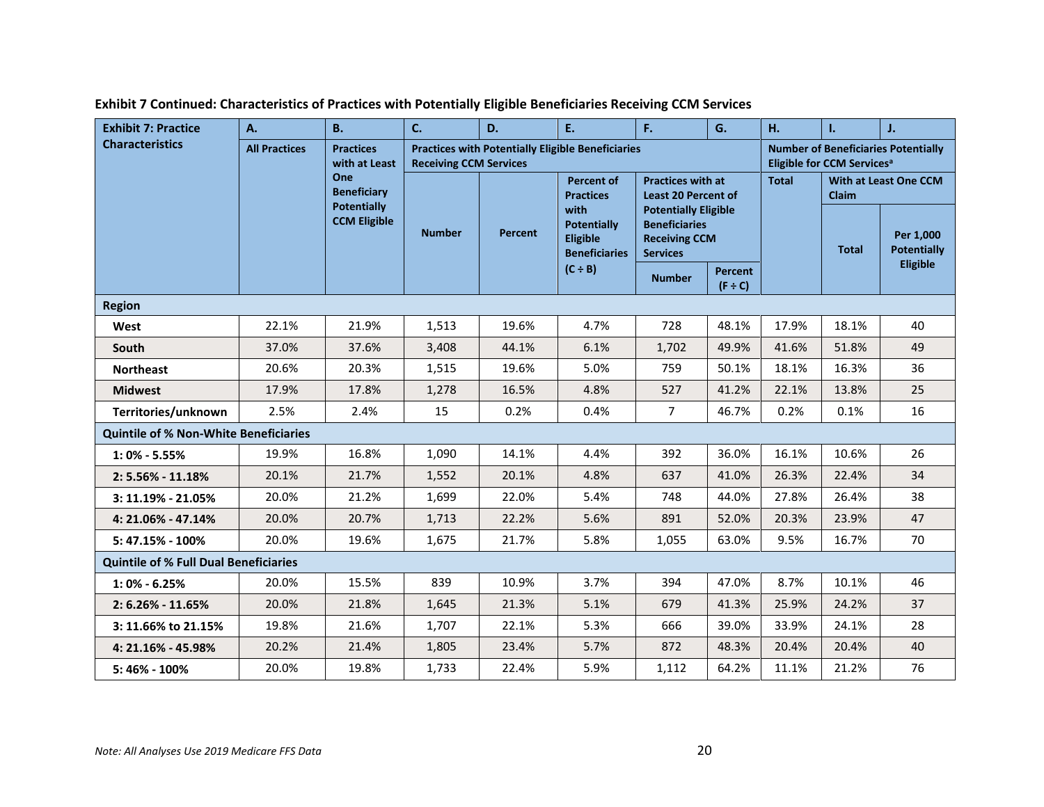**Exhibit 7 Continued: Characteristics of Practices with Potentially Eligible Beneficiaries Receiving CCM Services**

| Exhibit 7: Practice Characteristics | A. | B. | C. | D. | E. | F. | G. | H. | I. | J. |
|---|---|---|---|---|---|---|---|---|---|---|
| | All Practices | Practices with at Least One Beneficiary Potentially CCM Eligible | Practices with Potentially Eligible Beneficiaries Receiving CCM Services | | | | | Number of Beneficiaries Potentially Eligible for CCM Services[a] | | |
| | | | Number | Percent | Percent of Practices with Potentially Eligible Beneficiaries (C ÷ B) | Practices with at Least 20 Percent of Potentially Eligible Beneficiaries Receiving CCM Services | | Total | With at Least One CCM Claim | |
| | | | | | | Number | Percent (F ÷ C) | | Total | Per 1,000 Potentially Eligible |
| **Region** | | | | | | | | | | |
| **West** | 22.1% | 21.9% | 1,513 | 19.6% | 4.7% | 728 | 48.1% | 17.9% | 18.1% | 40 |
| **South** | 37.0% | 37.6% | 3,408 | 44.1% | 6.1% | 1,702 | 49.9% | 41.6% | 51.8% | 49 |
| **Northeast** | 20.6% | 20.3% | 1,515 | 19.6% | 5.0% | 759 | 50.1% | 18.1% | 16.3% | 36 |
| **Midwest** | 17.9% | 17.8% | 1,278 | 16.5% | 4.8% | 527 | 41.2% | 22.1% | 13.8% | 25 |
| **Territories/unknown** | 2.5% | 2.4% | 15 | 0.2% | 0.4% | 7 | 46.7% | 0.2% | 0.1% | 16 |
| **Quintile of % Non-White Beneficiaries** | | | | | | | | | | |
| **1: 0% - 5.55%** | 19.9% | 16.8% | 1,090 | 14.1% | 4.4% | 392 | 36.0% | 16.1% | 10.6% | 26 |
| **2: 5.56% - 11.18%** | 20.1% | 21.7% | 1,552 | 20.1% | 4.8% | 637 | 41.0% | 26.3% | 22.4% | 34 |
| **3: 11.19% - 21.05%** | 20.0% | 21.2% | 1,699 | 22.0% | 5.4% | 748 | 44.0% | 27.8% | 26.4% | 38 |
| **4: 21.06% - 47.14%** | 20.0% | 20.7% | 1,713 | 22.2% | 5.6% | 891 | 52.0% | 20.3% | 23.9% | 47 |
| **5: 47.15% - 100%** | 20.0% | 19.6% | 1,675 | 21.7% | 5.8% | 1,055 | 63.0% | 9.5% | 16.7% | 70 |
| **Quintile of % Full Dual Beneficiaries** | | | | | | | | | | |
| **1: 0% - 6.25%** | 20.0% | 15.5% | 839 | 10.9% | 3.7% | 394 | 47.0% | 8.7% | 10.1% | 46 |
| **2: 6.26% - 11.65%** | 20.0% | 21.8% | 1,645 | 21.3% | 5.1% | 679 | 41.3% | 25.9% | 24.2% | 37 |
| **3: 11.66% to 21.15%** | 19.8% | 21.6% | 1,707 | 22.1% | 5.3% | 666 | 39.0% | 33.9% | 24.1% | 28 |
| **4: 21.16% - 45.98%** | 20.2% | 21.4% | 1,805 | 23.4% | 5.7% | 872 | 48.3% | 20.4% | 20.4% | 40 |
| **5: 46% - 100%** | 20.0% | 19.8% | 1,733 | 22.4% | 5.9% | 1,112 | 64.2% | 11.1% | 21.2% | 76 |

*Note: All Analyses Use 2019 Medicare FFS Data*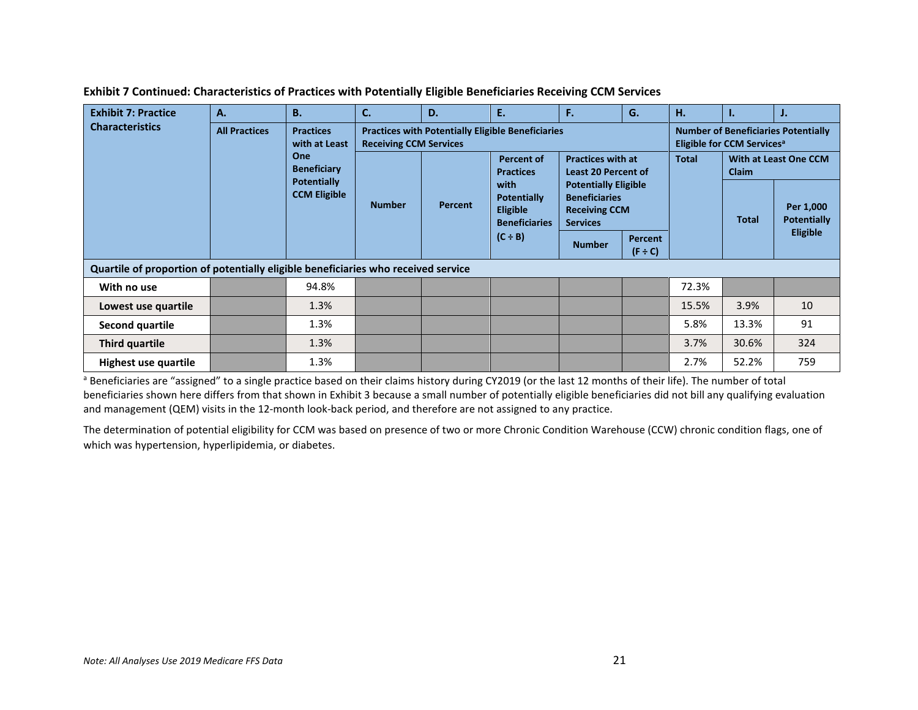**Exhibit 7 Continued: Characteristics of Practices with Potentially Eligible Beneficiaries Receiving CCM Services**

| Exhibit 7: Practice Characteristics | A. | B. | C. | D. | E. | F. | G. | H. | I. | J. |
|---|---|---|---|---|---|---|---|---|---|---|
| | All Practices | Practices with at Least One Beneficiary Potentially CCM Eligible | Practices with Potentially Eligible Beneficiaries Receiving CCM Services | | | | | Number of Beneficiaries Potentially Eligible for CCM Services[a] | | |
| | | | Number | Percent | Percent of Practices with Potentially Eligible Beneficiaries (C ÷ B) | Practices with at Least 20 Percent of Potentially Eligible Beneficiaries Receiving CCM Services | | Total | With at Least One CCM Claim | |
| | | | | | | Number | Percent (F ÷ C) | | Total | Per 1,000 Potentially Eligible |
| **Quartile of proportion of potentially eligible beneficiaries who received service** | | | | | | | | | | |
| With no use | | 94.8% | | | | | | 72.3% | | |
| Lowest use quartile | | 1.3% | | | | | | 15.5% | 3.9% | 10 |
| Second quartile | | 1.3% | | | | | | 5.8% | 13.3% | 91 |
| Third quartile | | 1.3% | | | | | | 3.7% | 30.6% | 324 |
| Highest use quartile | | 1.3% | | | | | | 2.7% | 52.2% | 759 |

[a] Beneficiaries are "assigned" to a single practice based on their claims history during CY2019 (or the last 12 months of their life). The number of total beneficiaries shown here differs from that shown in Exhibit 3 because a small number of potentially eligible beneficiaries did not bill any qualifying evaluation and management (QEM) visits in the 12-month look-back period, and therefore are not assigned to any practice.

The determination of potential eligibility for CCM was based on presence of two or more Chronic Condition Warehouse (CCW) chronic condition flags, one of which was hypertension, hyperlipidemia, or diabetes.

*Note: All Analyses Use 2019 Medicare FFS Data*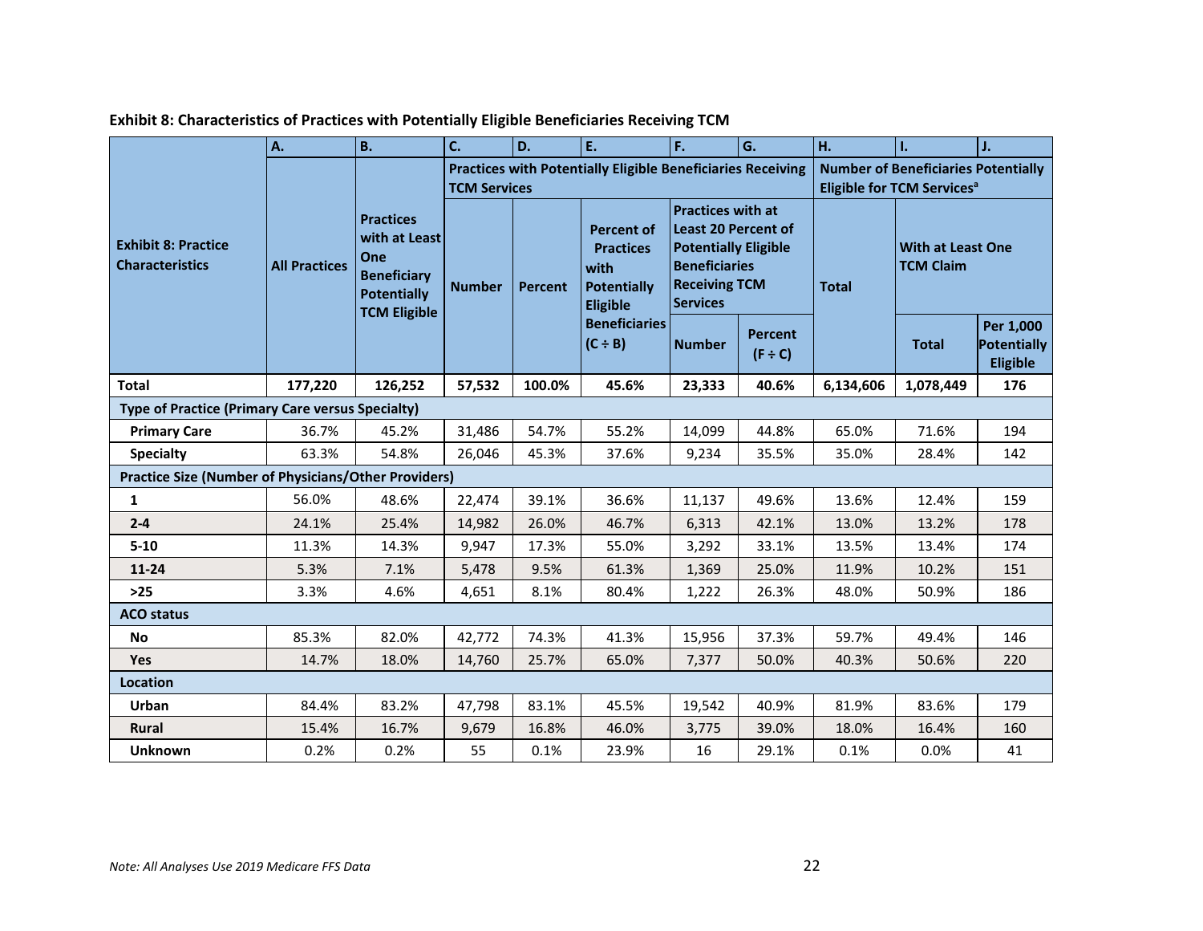**Exhibit 8: Characteristics of Practices with Potentially Eligible Beneficiaries Receiving TCM**

| Exhibit 8: Practice Characteristics | A. | B. | C. | D. | E. | F. | G. | H. | I. | J. |
|---|---|---|---|---|---|---|---|---|---|---|
| | All Practices | Practices with at Least One Beneficiary Potentially TCM Eligible | Practices with Potentially Eligible Beneficiaries Receiving TCM Services | | | | | Number of Beneficiaries Potentially Eligible for TCM Services[a] | | |
| | | | Number | Percent | Percent of Practices with Potentially Eligible Beneficiaries (C ÷ B) | Practices with at Least 20 Percent of Potentially Eligible Beneficiaries Receiving TCM Services | | Total | With at Least One TCM Claim | |
| | | | | | | Number | Percent (F ÷ C) | | Total | Per 1,000 Potentially Eligible |
| **Total** | **177,220** | **126,252** | **57,532** | **100.0%** | **45.6%** | **23,333** | **40.6%** | **6,134,606** | **1,078,449** | **176** |
| **Type of Practice (Primary Care versus Specialty)** | | | | | | | | | | |
| **Primary Care** | 36.7% | 45.2% | 31,486 | 54.7% | 55.2% | 14,099 | 44.8% | 65.0% | 71.6% | 194 |
| **Specialty** | 63.3% | 54.8% | 26,046 | 45.3% | 37.6% | 9,234 | 35.5% | 35.0% | 28.4% | 142 |
| **Practice Size (Number of Physicians/Other Providers)** | | | | | | | | | | |
| **1** | 56.0% | 48.6% | 22,474 | 39.1% | 36.6% | 11,137 | 49.6% | 13.6% | 12.4% | 159 |
| **2-4** | 24.1% | 25.4% | 14,982 | 26.0% | 46.7% | 6,313 | 42.1% | 13.0% | 13.2% | 178 |
| **5-10** | 11.3% | 14.3% | 9,947 | 17.3% | 55.0% | 3,292 | 33.1% | 13.5% | 13.4% | 174 |
| **11-24** | 5.3% | 7.1% | 5,478 | 9.5% | 61.3% | 1,369 | 25.0% | 11.9% | 10.2% | 151 |
| **>25** | 3.3% | 4.6% | 4,651 | 8.1% | 80.4% | 1,222 | 26.3% | 48.0% | 50.9% | 186 |
| **ACO status** | | | | | | | | | | |
| **No** | 85.3% | 82.0% | 42,772 | 74.3% | 41.3% | 15,956 | 37.3% | 59.7% | 49.4% | 146 |
| **Yes** | 14.7% | 18.0% | 14,760 | 25.7% | 65.0% | 7,377 | 50.0% | 40.3% | 50.6% | 220 |
| **Location** | | | | | | | | | | |
| **Urban** | 84.4% | 83.2% | 47,798 | 83.1% | 45.5% | 19,542 | 40.9% | 81.9% | 83.6% | 179 |
| **Rural** | 15.4% | 16.7% | 9,679 | 16.8% | 46.0% | 3,775 | 39.0% | 18.0% | 16.4% | 160 |
| **Unknown** | 0.2% | 0.2% | 55 | 0.1% | 23.9% | 16 | 29.1% | 0.1% | 0.0% | 41 |

*Note: All Analyses Use 2019 Medicare FFS Data*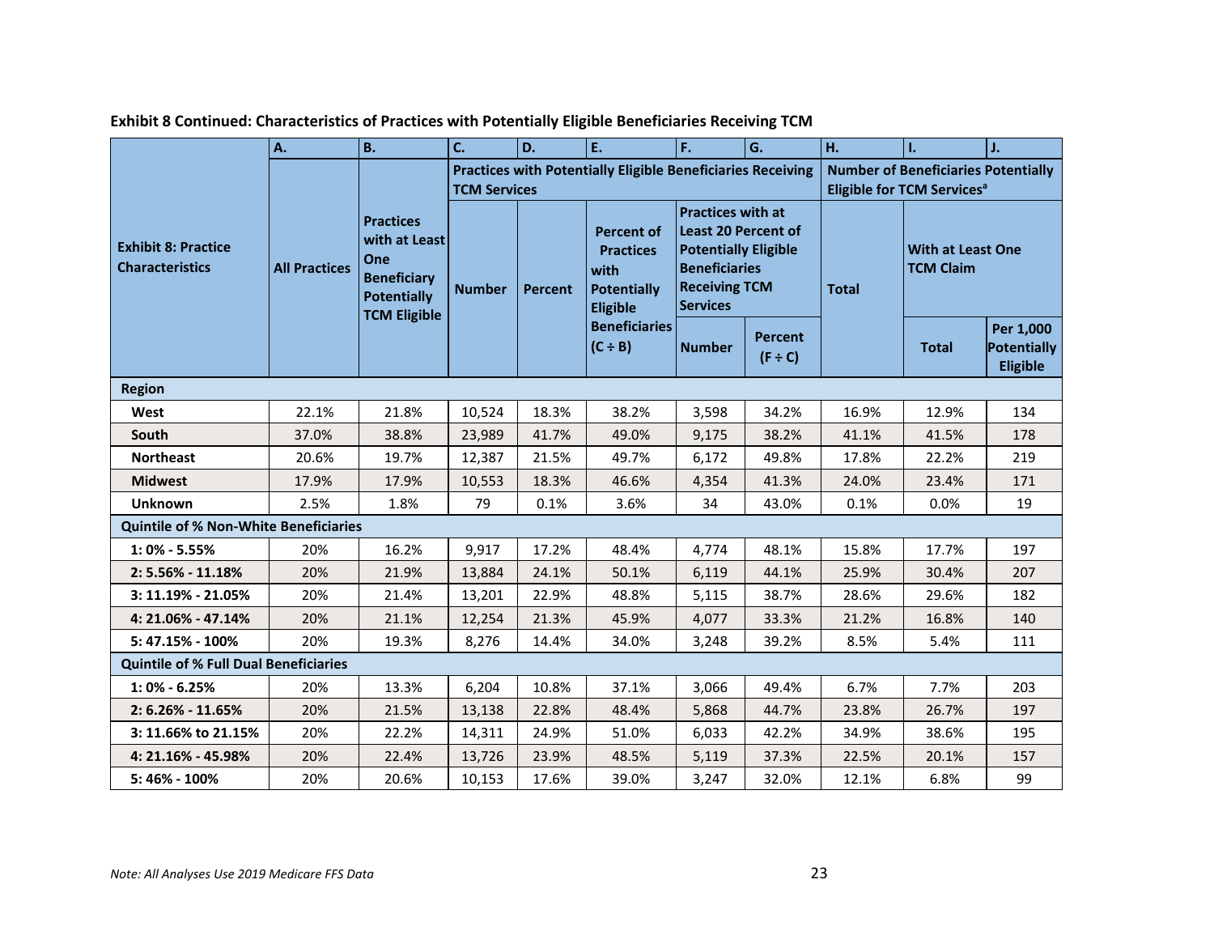**Exhibit 8 Continued: Characteristics of Practices with Potentially Eligible Beneficiaries Receiving TCM**

| | A. | B. | C. | D. | E. | F. | G. | H. | I. | J. |
|---|---|---|---|---|---|---|---|---|---|---|
| | | | Practices with Potentially Eligible Beneficiaries Receiving TCM Services | | | | | Number of Beneficiaries Potentially Eligible for TCM Services[a] | | |
| | | | | | | Practices with at Least 20 Percent of Potentially Eligible Beneficiaries Receiving TCM Services | | | With at Least One TCM Claim | |
| Exhibit 8: Practice Characteristics | All Practices | Practices with at Least One Beneficiary Potentially TCM Eligible | Number | Percent | Percent of Practices with Potentially Eligible Beneficiaries (C ÷ B) | Number | Percent (F ÷ C) | Total | Total | Per 1,000 Potentially Eligible |
| **Region** | | | | | | | | | | |
| West | 22.1% | 21.8% | 10,524 | 18.3% | 38.2% | 3,598 | 34.2% | 16.9% | 12.9% | 134 |
| South | 37.0% | 38.8% | 23,989 | 41.7% | 49.0% | 9,175 | 38.2% | 41.1% | 41.5% | 178 |
| Northeast | 20.6% | 19.7% | 12,387 | 21.5% | 49.7% | 6,172 | 49.8% | 17.8% | 22.2% | 219 |
| Midwest | 17.9% | 17.9% | 10,553 | 18.3% | 46.6% | 4,354 | 41.3% | 24.0% | 23.4% | 171 |
| Unknown | 2.5% | 1.8% | 79 | 0.1% | 3.6% | 34 | 43.0% | 0.1% | 0.0% | 19 |
| **Quintile of % Non-White Beneficiaries** | | | | | | | | | | |
| 1: 0% - 5.55% | 20% | 16.2% | 9,917 | 17.2% | 48.4% | 4,774 | 48.1% | 15.8% | 17.7% | 197 |
| 2: 5.56% - 11.18% | 20% | 21.9% | 13,884 | 24.1% | 50.1% | 6,119 | 44.1% | 25.9% | 30.4% | 207 |
| 3: 11.19% - 21.05% | 20% | 21.4% | 13,201 | 22.9% | 48.8% | 5,115 | 38.7% | 28.6% | 29.6% | 182 |
| 4: 21.06% - 47.14% | 20% | 21.1% | 12,254 | 21.3% | 45.9% | 4,077 | 33.3% | 21.2% | 16.8% | 140 |
| 5: 47.15% - 100% | 20% | 19.3% | 8,276 | 14.4% | 34.0% | 3,248 | 39.2% | 8.5% | 5.4% | 111 |
| **Quintile of % Full Dual Beneficiaries** | | | | | | | | | | |
| 1: 0% - 6.25% | 20% | 13.3% | 6,204 | 10.8% | 37.1% | 3,066 | 49.4% | 6.7% | 7.7% | 203 |
| 2: 6.26% - 11.65% | 20% | 21.5% | 13,138 | 22.8% | 48.4% | 5,868 | 44.7% | 23.8% | 26.7% | 197 |
| 3: 11.66% to 21.15% | 20% | 22.2% | 14,311 | 24.9% | 51.0% | 6,033 | 42.2% | 34.9% | 38.6% | 195 |
| 4: 21.16% - 45.98% | 20% | 22.4% | 13,726 | 23.9% | 48.5% | 5,119 | 37.3% | 22.5% | 20.1% | 157 |
| 5: 46% - 100% | 20% | 20.6% | 10,153 | 17.6% | 39.0% | 3,247 | 32.0% | 12.1% | 6.8% | 99 |

*Note: All Analyses Use 2019 Medicare FFS Data*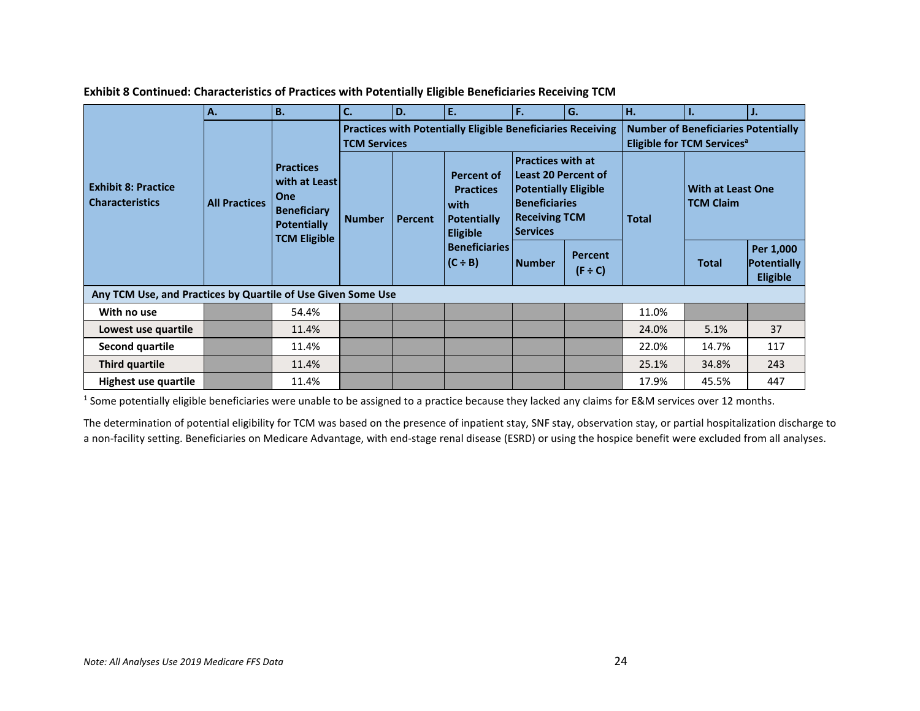**Exhibit 8 Continued: Characteristics of Practices with Potentially Eligible Beneficiaries Receiving TCM**

| Exhibit 8: Practice Characteristics | A. | B. | C. | D. | E. | F. | G. | H. | I. | J. |
|---|---|---|---|---|---|---|---|---|---|---|
| | | | Practices with Potentially Eligible Beneficiaries Receiving TCM Services | | | | | Number of Beneficiaries Potentially Eligible for TCM Services[a] | | |
| | All Practices | Practices with at Least One Beneficiary Potentially TCM Eligible | Number | Percent | Percent of Practices with Potentially Eligible Beneficiaries (C ÷ B) | Practices with at Least 20 Percent of Potentially Eligible Beneficiaries Receiving TCM Services | | Total | With at Least One TCM Claim | |
| | | | | | | Number | Percent (F ÷ C) | | Total | Per 1,000 Potentially Eligible |
| **Any TCM Use, and Practices by Quartile of Use Given Some Use** | | | | | | | | | | |
| With no use | | 54.4% | | | | | | 11.0% | | |
| Lowest use quartile | | 11.4% | | | | | | 24.0% | 5.1% | 37 |
| Second quartile | | 11.4% | | | | | | 22.0% | 14.7% | 117 |
| Third quartile | | 11.4% | | | | | | 25.1% | 34.8% | 243 |
| Highest use quartile | | 11.4% | | | | | | 17.9% | 45.5% | 447 |

[1] Some potentially eligible beneficiaries were unable to be assigned to a practice because they lacked any claims for E&M services over 12 months.

The determination of potential eligibility for TCM was based on the presence of inpatient stay, SNF stay, observation stay, or partial hospitalization discharge to a non-facility setting. Beneficiaries on Medicare Advantage, with end-stage renal disease (ESRD) or using the hospice benefit were excluded from all analyses.

*Note: All Analyses Use 2019 Medicare FFS Data*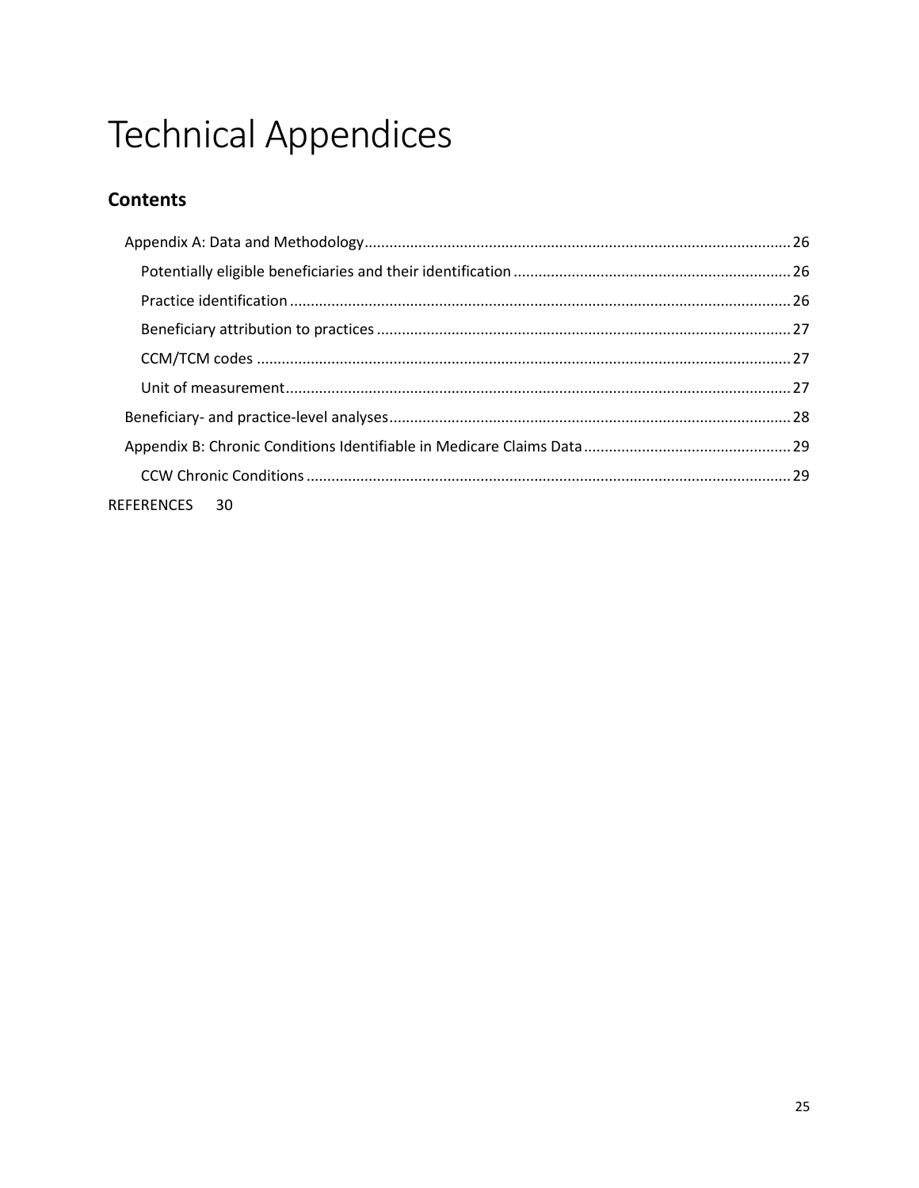# Technical Appendices

## Contents

- Appendix A: Data and Methodology ........ 26
  - Potentially eligible beneficiaries and their identification ........ 26
  - Practice identification ........ 26
  - Beneficiary attribution to practices ........ 27
  - CCM/TCM codes ........ 27
  - Unit of measurement ........ 27
- Beneficiary- and practice-level analyses ........ 28
- Appendix B: Chronic Conditions Identifiable in Medicare Claims Data ........ 29
  - CCW Chronic Conditions ........ 29

REFERENCES 30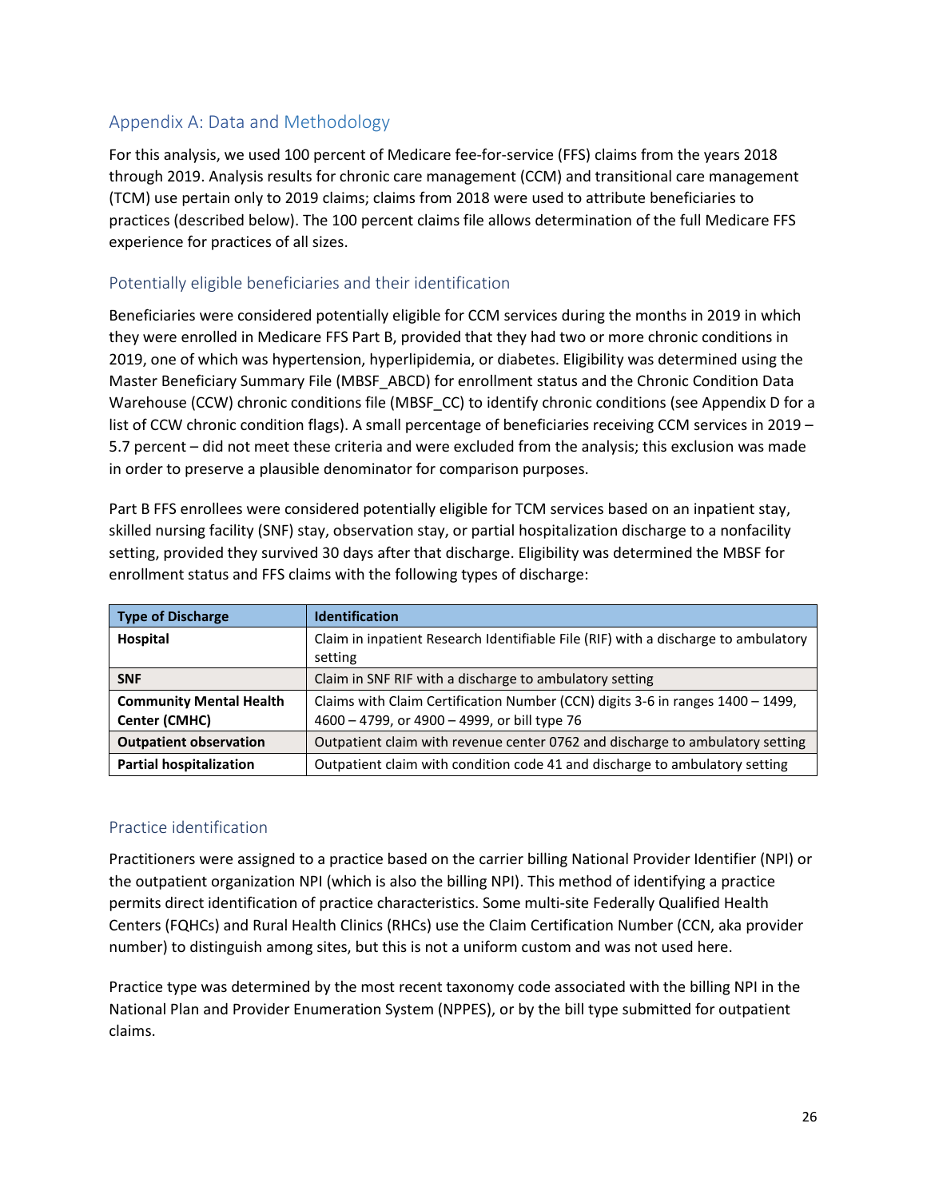## Appendix A: Data and Methodology

For this analysis, we used 100 percent of Medicare fee-for-service (FFS) claims from the years 2018 through 2019. Analysis results for chronic care management (CCM) and transitional care management (TCM) use pertain only to 2019 claims; claims from 2018 were used to attribute beneficiaries to practices (described below). The 100 percent claims file allows determination of the full Medicare FFS experience for practices of all sizes.

### Potentially eligible beneficiaries and their identification

Beneficiaries were considered potentially eligible for CCM services during the months in 2019 in which they were enrolled in Medicare FFS Part B, provided that they had two or more chronic conditions in 2019, one of which was hypertension, hyperlipidemia, or diabetes. Eligibility was determined using the Master Beneficiary Summary File (MBSF_ABCD) for enrollment status and the Chronic Condition Data Warehouse (CCW) chronic conditions file (MBSF_CC) to identify chronic conditions (see Appendix D for a list of CCW chronic condition flags). A small percentage of beneficiaries receiving CCM services in 2019 – 5.7 percent – did not meet these criteria and were excluded from the analysis; this exclusion was made in order to preserve a plausible denominator for comparison purposes.

Part B FFS enrollees were considered potentially eligible for TCM services based on an inpatient stay, skilled nursing facility (SNF) stay, observation stay, or partial hospitalization discharge to a nonfacility setting, provided they survived 30 days after that discharge. Eligibility was determined the MBSF for enrollment status and FFS claims with the following types of discharge:

| Type of Discharge | Identification |
|---|---|
| **Hospital** | Claim in inpatient Research Identifiable File (RIF) with a discharge to ambulatory setting |
| **SNF** | Claim in SNF RIF with a discharge to ambulatory setting |
| **Community Mental Health Center (CMHC)** | Claims with Claim Certification Number (CCN) digits 3-6 in ranges 1400 – 1499, 4600 – 4799, or 4900 – 4999, or bill type 76 |
| **Outpatient observation** | Outpatient claim with revenue center 0762 and discharge to ambulatory setting |
| **Partial hospitalization** | Outpatient claim with condition code 41 and discharge to ambulatory setting |

### Practice identification

Practitioners were assigned to a practice based on the carrier billing National Provider Identifier (NPI) or the outpatient organization NPI (which is also the billing NPI). This method of identifying a practice permits direct identification of practice characteristics. Some multi-site Federally Qualified Health Centers (FQHCs) and Rural Health Clinics (RHCs) use the Claim Certification Number (CCN, aka provider number) to distinguish among sites, but this is not a uniform custom and was not used here.

Practice type was determined by the most recent taxonomy code associated with the billing NPI in the National Plan and Provider Enumeration System (NPPES), or by the bill type submitted for outpatient claims.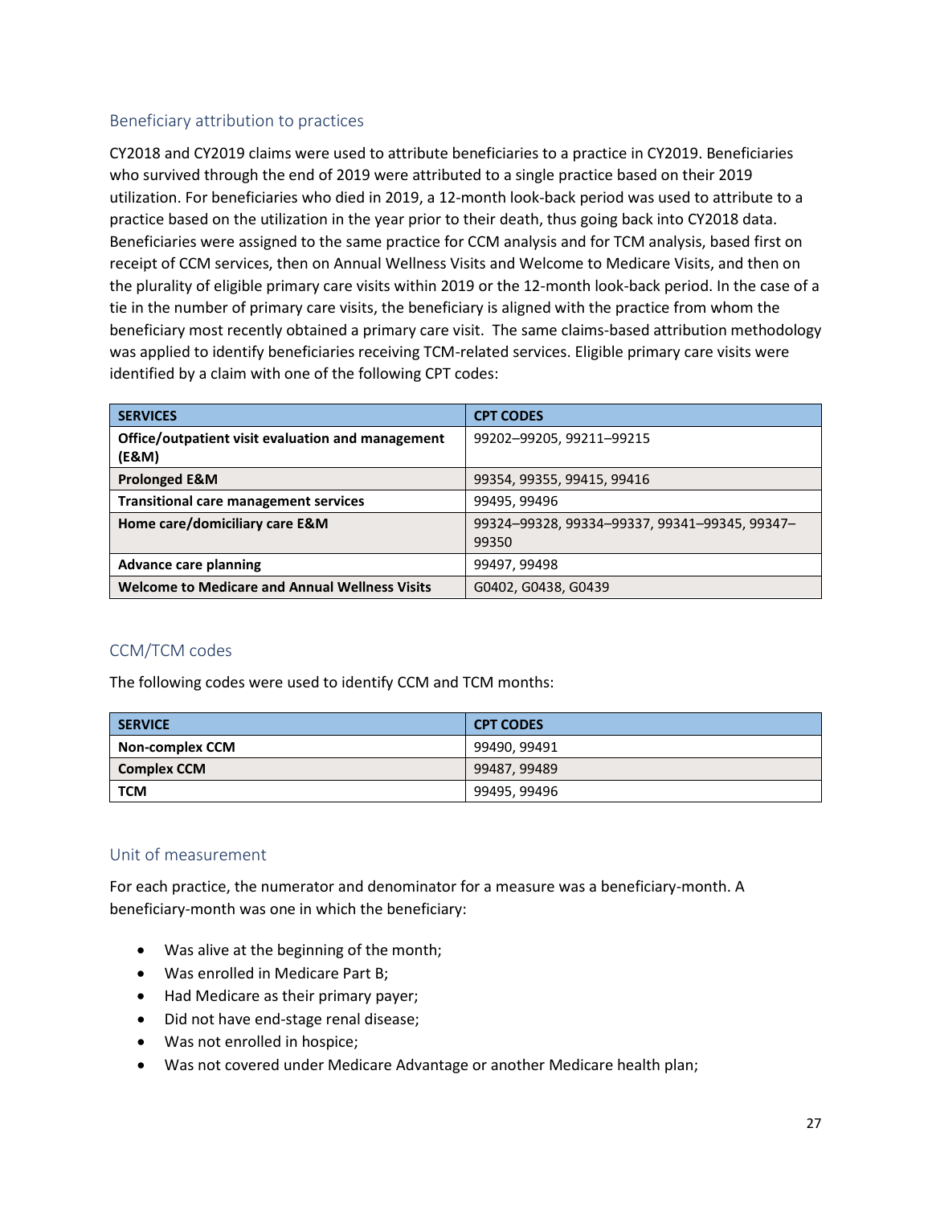### Beneficiary attribution to practices

CY2018 and CY2019 claims were used to attribute beneficiaries to a practice in CY2019. Beneficiaries who survived through the end of 2019 were attributed to a single practice based on their 2019 utilization. For beneficiaries who died in 2019, a 12-month look-back period was used to attribute to a practice based on the utilization in the year prior to their death, thus going back into CY2018 data. Beneficiaries were assigned to the same practice for CCM analysis and for TCM analysis, based first on receipt of CCM services, then on Annual Wellness Visits and Welcome to Medicare Visits, and then on the plurality of eligible primary care visits within 2019 or the 12-month look-back period. In the case of a tie in the number of primary care visits, the beneficiary is aligned with the practice from whom the beneficiary most recently obtained a primary care visit. The same claims-based attribution methodology was applied to identify beneficiaries receiving TCM-related services. Eligible primary care visits were identified by a claim with one of the following CPT codes:

| SERVICES | CPT CODES |
| --- | --- |
| **Office/outpatient visit evaluation and management (E&M)** | 99202–99205, 99211–99215 |
| **Prolonged E&M** | 99354, 99355, 99415, 99416 |
| **Transitional care management services** | 99495, 99496 |
| **Home care/domiciliary care E&M** | 99324–99328, 99334–99337, 99341–99345, 99347–99350 |
| **Advance care planning** | 99497, 99498 |
| **Welcome to Medicare and Annual Wellness Visits** | G0402, G0438, G0439 |

### CCM/TCM codes

The following codes were used to identify CCM and TCM months:

| SERVICE | CPT CODES |
| --- | --- |
| **Non-complex CCM** | 99490, 99491 |
| **Complex CCM** | 99487, 99489 |
| **TCM** | 99495, 99496 |

### Unit of measurement

For each practice, the numerator and denominator for a measure was a beneficiary-month. A beneficiary-month was one in which the beneficiary:

- Was alive at the beginning of the month;
- Was enrolled in Medicare Part B;
- Had Medicare as their primary payer;
- Did not have end-stage renal disease;
- Was not enrolled in hospice;
- Was not covered under Medicare Advantage or another Medicare health plan;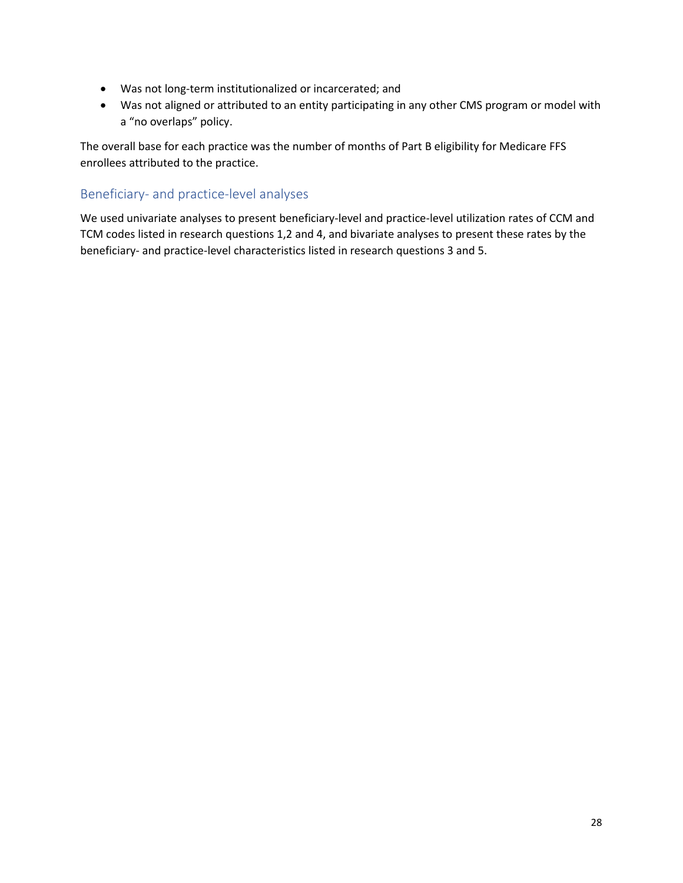- Was not long-term institutionalized or incarcerated; and
- Was not aligned or attributed to an entity participating in any other CMS program or model with a "no overlaps" policy.

The overall base for each practice was the number of months of Part B eligibility for Medicare FFS enrollees attributed to the practice.

## Beneficiary- and practice-level analyses

We used univariate analyses to present beneficiary-level and practice-level utilization rates of CCM and TCM codes listed in research questions 1,2 and 4, and bivariate analyses to present these rates by the beneficiary- and practice-level characteristics listed in research questions 3 and 5.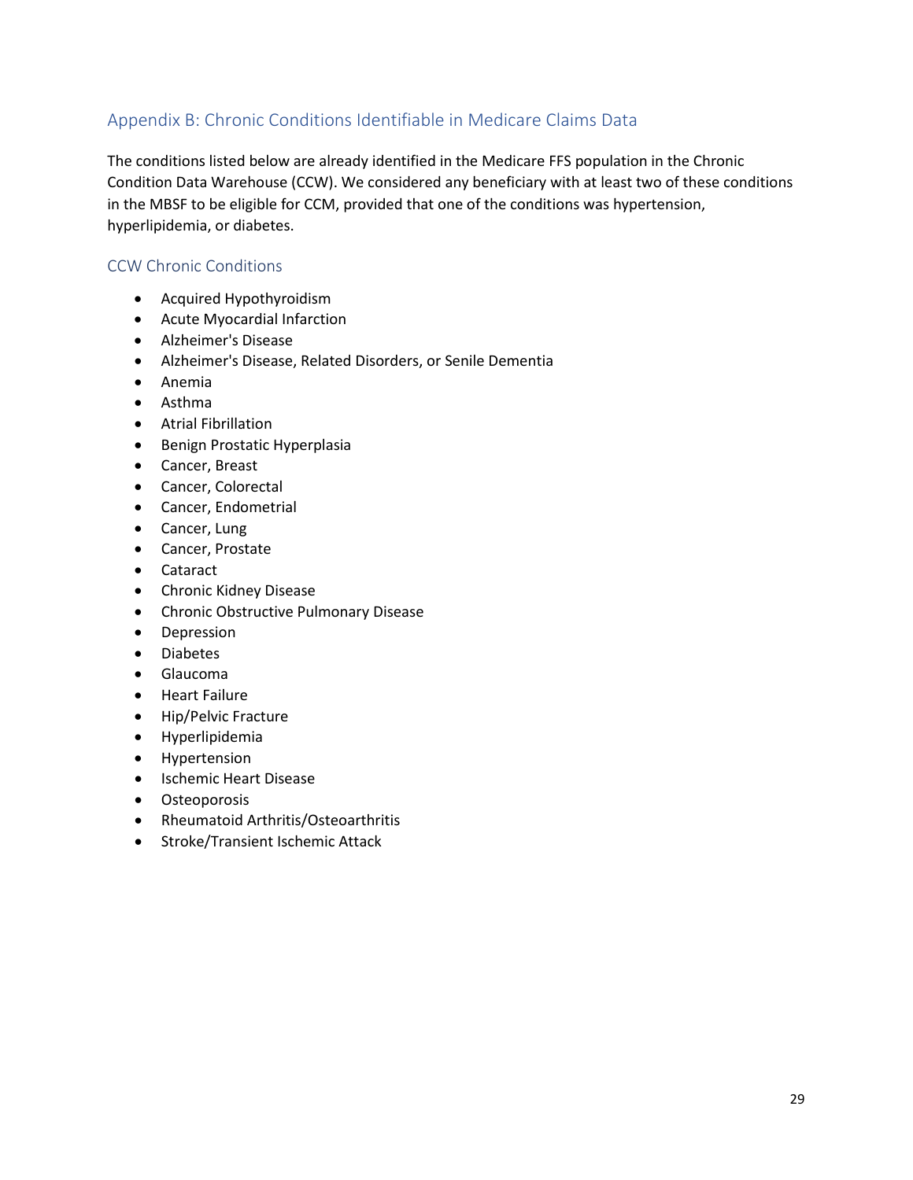## Appendix B: Chronic Conditions Identifiable in Medicare Claims Data

The conditions listed below are already identified in the Medicare FFS population in the Chronic Condition Data Warehouse (CCW). We considered any beneficiary with at least two of these conditions in the MBSF to be eligible for CCM, provided that one of the conditions was hypertension, hyperlipidemia, or diabetes.

### CCW Chronic Conditions

- Acquired Hypothyroidism
- Acute Myocardial Infarction
- Alzheimer's Disease
- Alzheimer's Disease, Related Disorders, or Senile Dementia
- Anemia
- Asthma
- Atrial Fibrillation
- Benign Prostatic Hyperplasia
- Cancer, Breast
- Cancer, Colorectal
- Cancer, Endometrial
- Cancer, Lung
- Cancer, Prostate
- Cataract
- Chronic Kidney Disease
- Chronic Obstructive Pulmonary Disease
- Depression
- Diabetes
- Glaucoma
- Heart Failure
- Hip/Pelvic Fracture
- Hyperlipidemia
- Hypertension
- Ischemic Heart Disease
- Osteoporosis
- Rheumatoid Arthritis/Osteoarthritis
- Stroke/Transient Ischemic Attack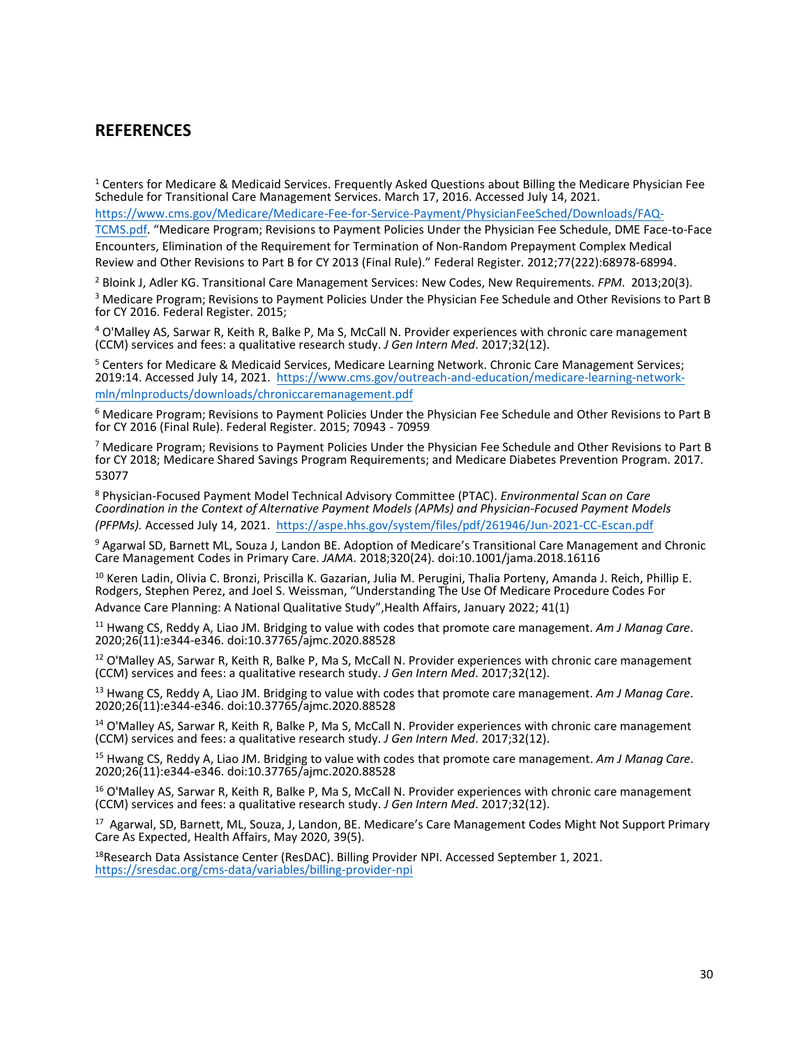## REFERENCES

[1] Centers for Medicare & Medicaid Services. Frequently Asked Questions about Billing the Medicare Physician Fee Schedule for Transitional Care Management Services. March 17, 2016. Accessed July 14, 2021. https://www.cms.gov/Medicare/Medicare-Fee-for-Service-Payment/PhysicianFeeSched/Downloads/FAQ-TCMS.pdf. "Medicare Program; Revisions to Payment Policies Under the Physician Fee Schedule, DME Face-to-Face Encounters, Elimination of the Requirement for Termination of Non-Random Prepayment Complex Medical Review and Other Revisions to Part B for CY 2013 (Final Rule)." Federal Register. 2012;77(222):68978-68994.

[2] Bloink J, Adler KG. Transitional Care Management Services: New Codes, New Requirements. *FPM*. 2013;20(3).

[3] Medicare Program; Revisions to Payment Policies Under the Physician Fee Schedule and Other Revisions to Part B for CY 2016. Federal Register. 2015;

[4] O'Malley AS, Sarwar R, Keith R, Balke P, Ma S, McCall N. Provider experiences with chronic care management (CCM) services and fees: a qualitative research study. *J Gen Intern Med*. 2017;32(12).

[5] Centers for Medicare & Medicaid Services, Medicare Learning Network. Chronic Care Management Services; 2019:14. Accessed July 14, 2021. https://www.cms.gov/outreach-and-education/medicare-learning-network-mln/mlnproducts/downloads/chroniccaremanagement.pdf

[6] Medicare Program; Revisions to Payment Policies Under the Physician Fee Schedule and Other Revisions to Part B for CY 2016 (Final Rule). Federal Register. 2015; 70943 - 70959

[7] Medicare Program; Revisions to Payment Policies Under the Physician Fee Schedule and Other Revisions to Part B for CY 2018; Medicare Shared Savings Program Requirements; and Medicare Diabetes Prevention Program. 2017. 53077

[8] Physician-Focused Payment Model Technical Advisory Committee (PTAC). *Environmental Scan on Care Coordination in the Context of Alternative Payment Models (APMs) and Physician-Focused Payment Models (PFPMs).* Accessed July 14, 2021. https://aspe.hhs.gov/system/files/pdf/261946/Jun-2021-CC-Escan.pdf

[9] Agarwal SD, Barnett ML, Souza J, Landon BE. Adoption of Medicare's Transitional Care Management and Chronic Care Management Codes in Primary Care. *JAMA*. 2018;320(24). doi:10.1001/jama.2018.16116

[10] Keren Ladin, Olivia C. Bronzi, Priscilla K. Gazarian, Julia M. Perugini, Thalia Porteny, Amanda J. Reich, Phillip E. Rodgers, Stephen Perez, and Joel S. Weissman, "Understanding The Use Of Medicare Procedure Codes For Advance Care Planning: A National Qualitative Study",Health Affairs, January 2022; 41(1)

[11] Hwang CS, Reddy A, Liao JM. Bridging to value with codes that promote care management. *Am J Manag Care*. 2020;26(11):e344-e346. doi:10.37765/ajmc.2020.88528

[12] O'Malley AS, Sarwar R, Keith R, Balke P, Ma S, McCall N. Provider experiences with chronic care management (CCM) services and fees: a qualitative research study. *J Gen Intern Med*. 2017;32(12).

[13] Hwang CS, Reddy A, Liao JM. Bridging to value with codes that promote care management. *Am J Manag Care*. 2020;26(11):e344-e346. doi:10.37765/ajmc.2020.88528

[14] O'Malley AS, Sarwar R, Keith R, Balke P, Ma S, McCall N. Provider experiences with chronic care management (CCM) services and fees: a qualitative research study. *J Gen Intern Med*. 2017;32(12).

[15] Hwang CS, Reddy A, Liao JM. Bridging to value with codes that promote care management. *Am J Manag Care*. 2020;26(11):e344-e346. doi:10.37765/ajmc.2020.88528

[16] O'Malley AS, Sarwar R, Keith R, Balke P, Ma S, McCall N. Provider experiences with chronic care management (CCM) services and fees: a qualitative research study. *J Gen Intern Med*. 2017;32(12).

[17] Agarwal, SD, Barnett, ML, Souza, J, Landon, BE. Medicare's Care Management Codes Might Not Support Primary Care As Expected, Health Affairs, May 2020, 39(5).

[18] Research Data Assistance Center (ResDAC). Billing Provider NPI. Accessed September 1, 2021. https://sresdac.org/cms-data/variables/billing-provider-npi